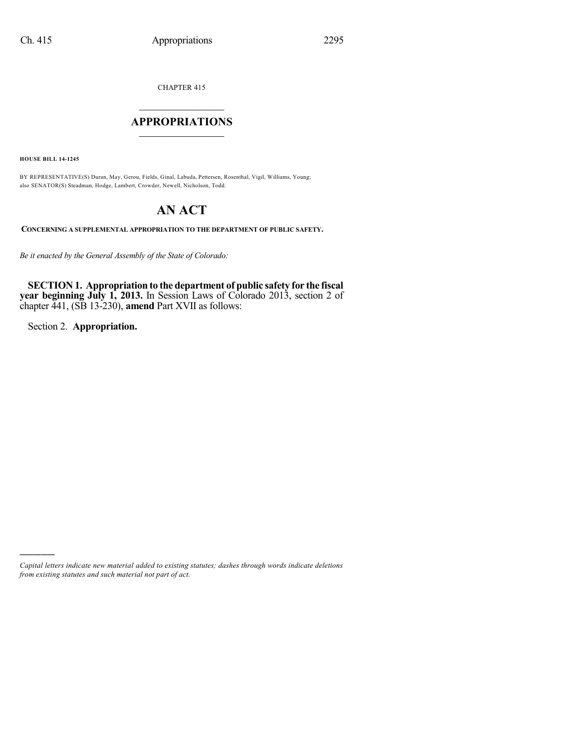CHAPTER 415

# APPROPRIATIONS

**HOUSE BILL 14-1245**

BY REPRESENTATIVE(S) Duran, May, Gerou, Fields, Ginal, Labuda, Pettersen, Rosenthal, Vigil, Williams, Young; also SENATOR(S) Steadman, Hodge, Lambert, Crowder, Newell, Nicholson, Todd.

# AN ACT

**CONCERNING A SUPPLEMENTAL APPROPRIATION TO THE DEPARTMENT OF PUBLIC SAFETY.**

*Be it enacted by the General Assembly of the State of Colorado:*

**SECTION 1. Appropriation to the department of public safety for the fiscal year beginning July 1, 2013.** In Session Laws of Colorado 2013, section 2 of chapter 441, (SB 13-230), **amend** Part XVII as follows:

Section 2. **Appropriation.**

---

*Capital letters indicate new material added to existing statutes; dashes through words indicate deletions from existing statutes and such material not part of act.*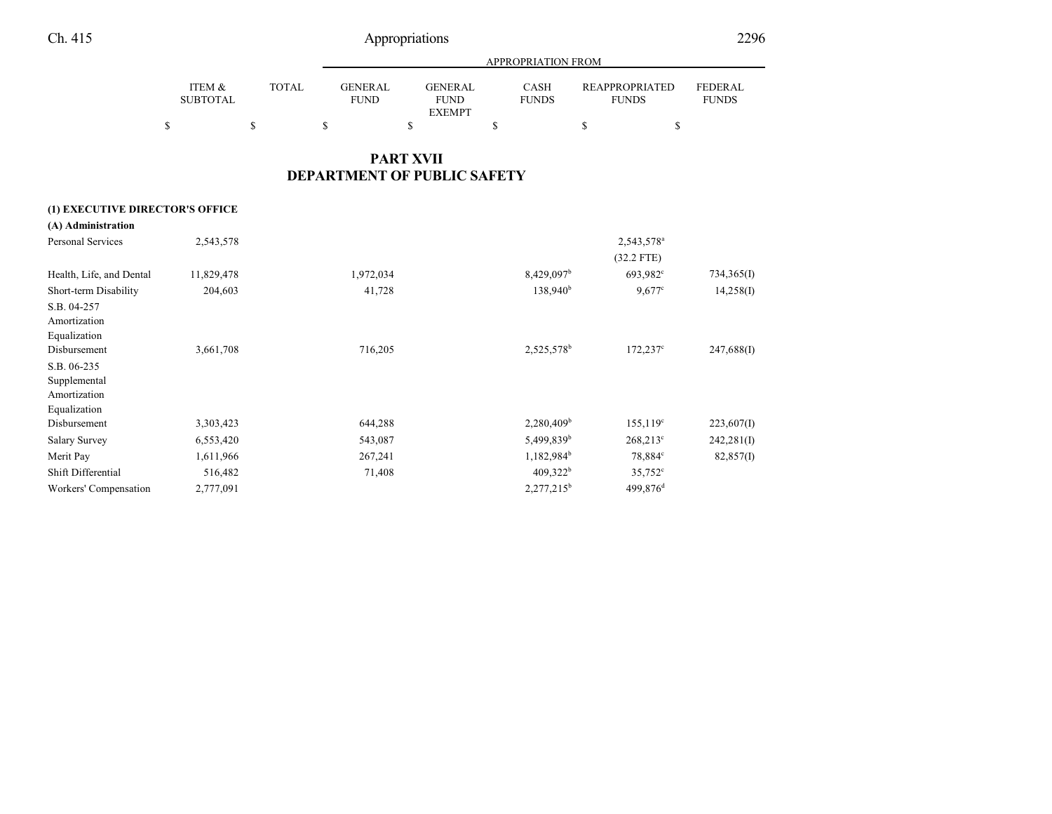## PART XVII
## DEPARTMENT OF PUBLIC SAFETY

| | ITEM & SUBTOTAL | TOTAL | APPROPRIATION FROM GENERAL FUND | GENERAL FUND EXEMPT | CASH FUNDS | REAPPROPRIATED FUNDS | FEDERAL FUNDS |
|---|---|---|---|---|---|---|---|
| | $ | $ | $ | $ | $ | $ | $ |
| **(1) EXECUTIVE DIRECTOR'S OFFICE** | | | | | | | |
| **(A) Administration** | | | | | | | |
| Personal Services | 2,543,578 | | | | | 2,543,578[a] (32.2 FTE) | |
| Health, Life, and Dental | 11,829,478 | | 1,972,034 | | 8,429,097[b] | 693,982[c] | 734,365(I) |
| Short-term Disability | 204,603 | | 41,728 | | 138,940[b] | 9,677[c] | 14,258(I) |
| S.B. 04-257 Amortization Equalization Disbursement | 3,661,708 | | 716,205 | | 2,525,578[b] | 172,237[c] | 247,688(I) |
| S.B. 06-235 Supplemental Amortization Equalization Disbursement | 3,303,423 | | 644,288 | | 2,280,409[b] | 155,119[c] | 223,607(I) |
| Salary Survey | 6,553,420 | | 543,087 | | 5,499,839[b] | 268,213[c] | 242,281(I) |
| Merit Pay | 1,611,966 | | 267,241 | | 1,182,984[b] | 78,884[c] | 82,857(I) |
| Shift Differential | 516,482 | | 71,408 | | 409,322[b] | 35,752[c] | |
| Workers' Compensation | 2,777,091 | | | | 2,277,215[b] | 499,876[d] | |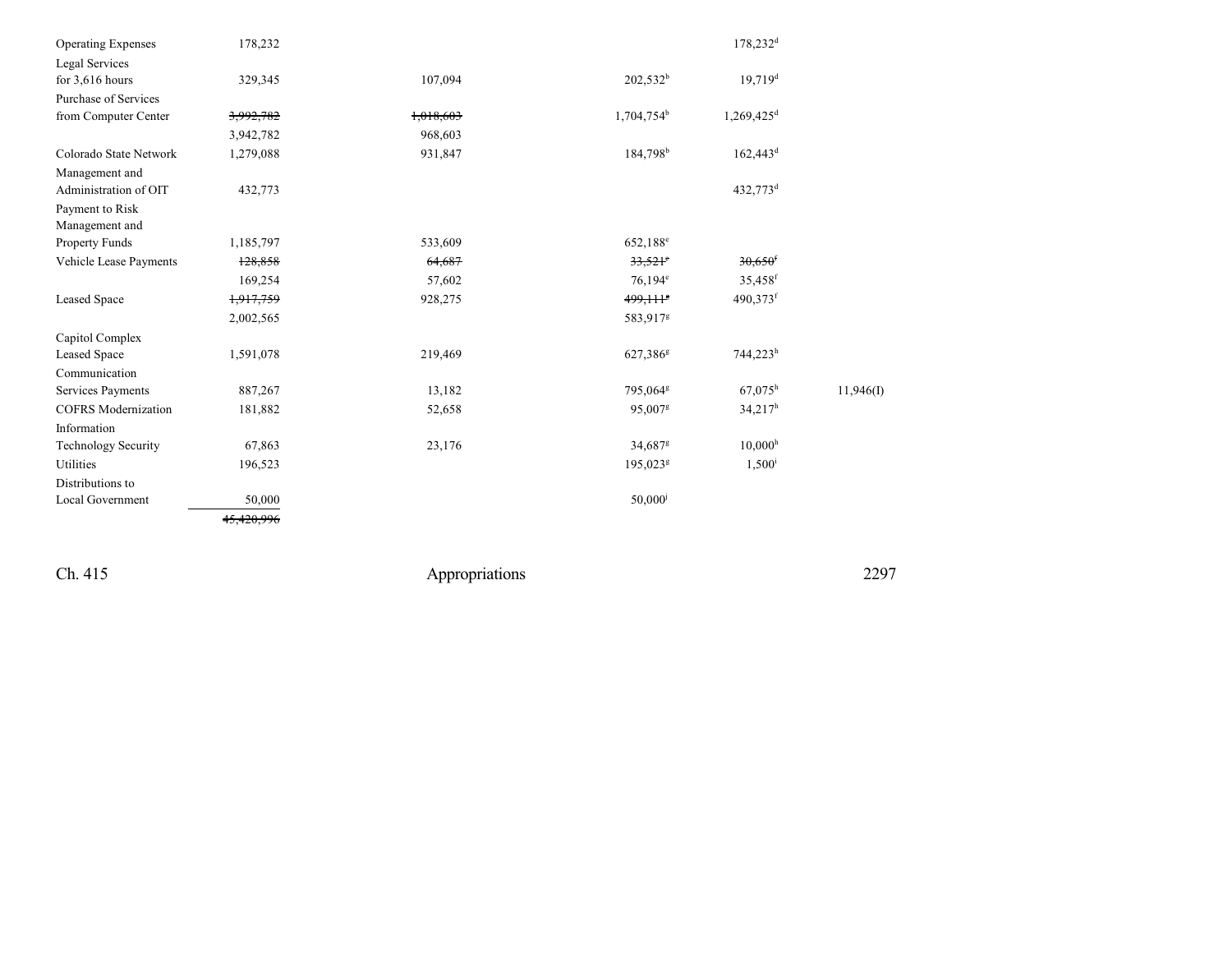| | | | | | |
|---|---|---|---|---|---|
| Operating Expenses | 178,232 | | | 178,232[d] | |
| Legal Services for 3,616 hours | 329,345 | 107,094 | 202,532[b] | 19,719[d] | |
| Purchase of Services from Computer Center | ~~3,992,782~~ 3,942,782 | ~~1,018,603~~ 968,603 | 1,704,754[b] | 1,269,425[d] | |
| Colorado State Network | 1,279,088 | 931,847 | 184,798[b] | 162,443[d] | |
| Management and Administration of OIT | 432,773 | | | 432,773[d] | |
| Payment to Risk Management and Property Funds | 1,185,797 | 533,609 | 652,188[e] | | |
| Vehicle Lease Payments | ~~128,858~~ 169,254 | ~~64,687~~ 57,602 | ~~33,521[e]~~ 76,194[e] | ~~30,650[f]~~ 35,458[f] | |
| Leased Space | ~~1,917,759~~ 2,002,565 | 928,275 | ~~499,111[e]~~ 583,917[g] | 490,373[f] | |
| Capitol Complex Leased Space | 1,591,078 | 219,469 | 627,386[g] | 744,223[h] | |
| Communication Services Payments | 887,267 | 13,182 | 795,064[g] | 67,075[h] | 11,946(I) |
| COFRS Modernization | 181,882 | 52,658 | 95,007[g] | 34,217[h] | |
| Information Technology Security | 67,863 | 23,176 | 34,687[g] | 10,000[h] | |
| Utilities | 196,523 | | 195,023[g] | 1,500[i] | |
| Distributions to Local Government | 50,000 | | 50,000[j] | | |
| | ~~45,420,996~~ | | | | |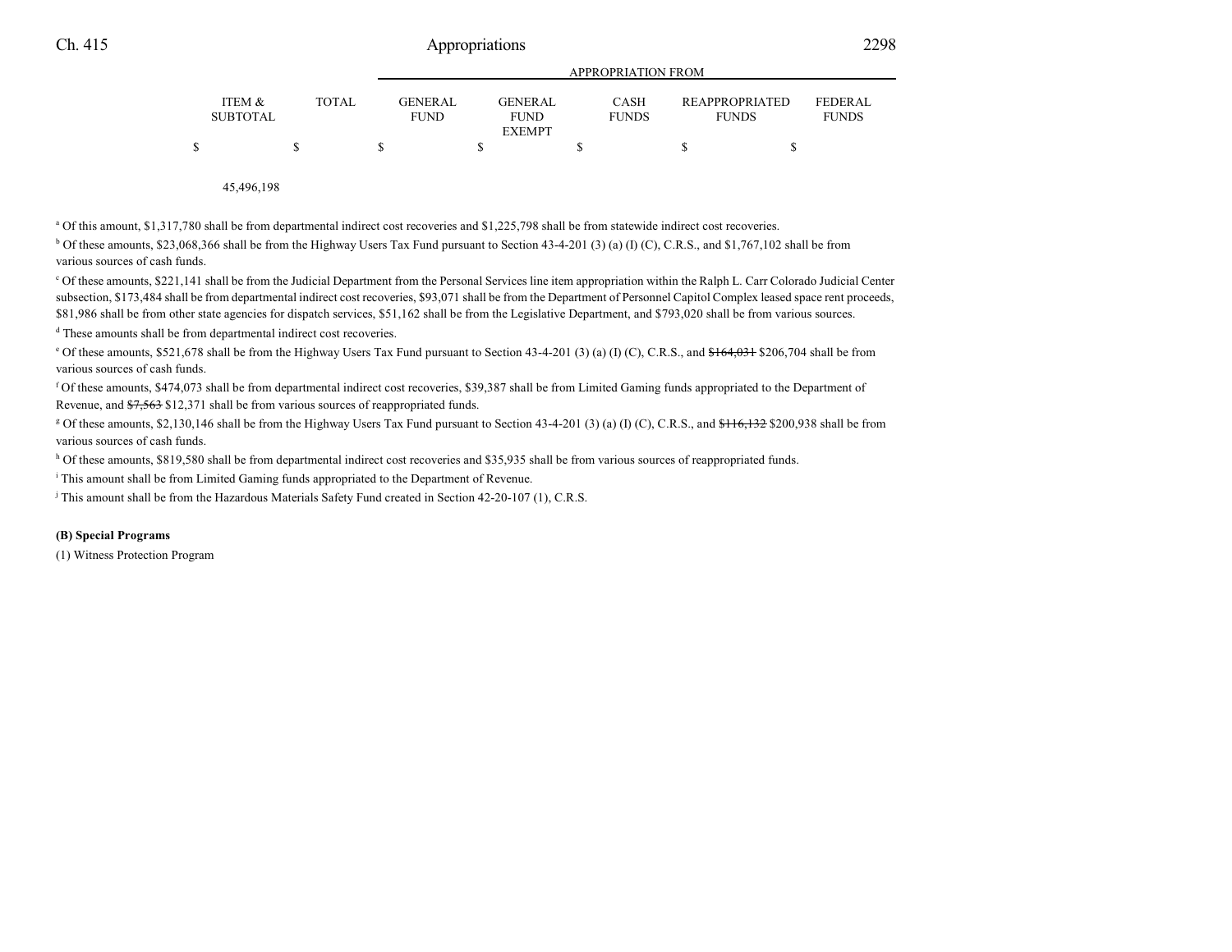| ITEM & SUBTOTAL | TOTAL | GENERAL FUND | GENERAL FUND EXEMPT | CASH FUNDS | REAPPROPRIATED FUNDS | FEDERAL FUNDS |
|---|---|---|---|---|---|---|
| $ | $ | $ | $ | $ | $ | $ |
| | 45,496,198 | | | | | |

[a] Of this amount, $1,317,780 shall be from departmental indirect cost recoveries and $1,225,798 shall be from statewide indirect cost recoveries.

[b] Of these amounts, $23,068,366 shall be from the Highway Users Tax Fund pursuant to Section 43-4-201 (3) (a) (I) (C), C.R.S., and $1,767,102 shall be from various sources of cash funds.

[c] Of these amounts, $221,141 shall be from the Judicial Department from the Personal Services line item appropriation within the Ralph L. Carr Colorado Judicial Center subsection, $173,484 shall be from departmental indirect cost recoveries, $93,071 shall be from the Department of Personnel Capitol Complex leased space rent proceeds, $81,986 shall be from other state agencies for dispatch services, $51,162 shall be from the Legislative Department, and $793,020 shall be from various sources.

[d] These amounts shall be from departmental indirect cost recoveries.

[e] Of these amounts, $521,678 shall be from the Highway Users Tax Fund pursuant to Section 43-4-201 (3) (a) (I) (C), C.R.S., and ~~$164,031~~ $206,704 shall be from various sources of cash funds.

[f] Of these amounts, $474,073 shall be from departmental indirect cost recoveries, $39,387 shall be from Limited Gaming funds appropriated to the Department of Revenue, and ~~$7,563~~ $12,371 shall be from various sources of reappropriated funds.

[g] Of these amounts, $2,130,146 shall be from the Highway Users Tax Fund pursuant to Section 43-4-201 (3) (a) (I) (C), C.R.S., and ~~$116,132~~ $200,938 shall be from various sources of cash funds.

[h] Of these amounts, $819,580 shall be from departmental indirect cost recoveries and $35,935 shall be from various sources of reappropriated funds.

[i] This amount shall be from Limited Gaming funds appropriated to the Department of Revenue.

[j] This amount shall be from the Hazardous Materials Safety Fund created in Section 42-20-107 (1), C.R.S.

**(B) Special Programs**

(1) Witness Protection Program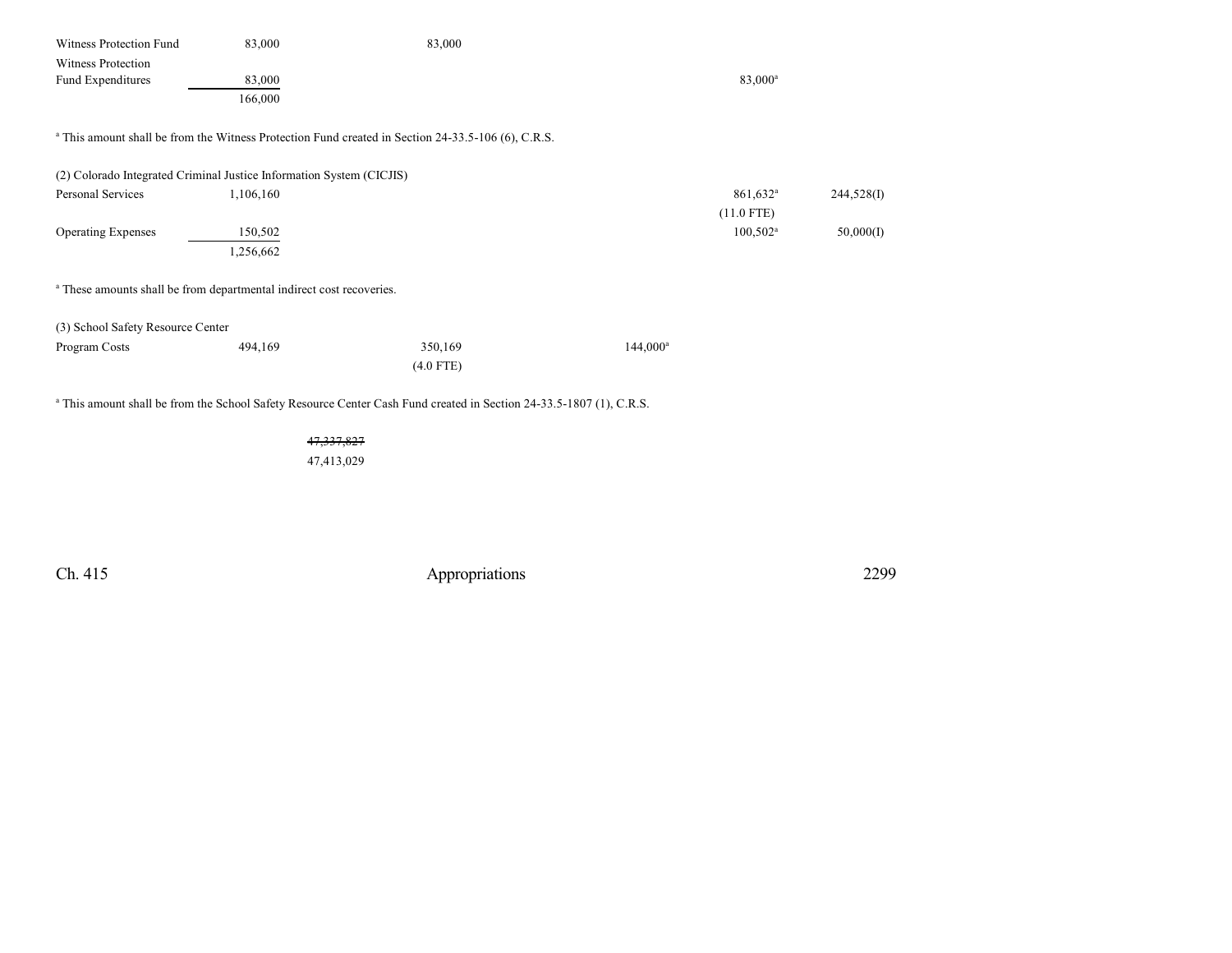| | | | | | |
|---|---|---|---|---|---|
| Witness Protection Fund | 83,000 | 83,000 | | | |
| Witness Protection Fund Expenditures | 83,000 | | | 83,000[a] | |
| | 166,000 | | | | |

[a] This amount shall be from the Witness Protection Fund created in Section 24-33.5-106 (6), C.R.S.

| | | | | | |
|---|---|---|---|---|---|
| (2) Colorado Integrated Criminal Justice Information System (CICJIS) | | | | | |
| Personal Services | 1,106,160 | | | 861,632[a] (11.0 FTE) | 244,528(I) |
| Operating Expenses | 150,502 | | | 100,502[a] | 50,000(I) |
| | 1,256,662 | | | | |

[a] These amounts shall be from departmental indirect cost recoveries.

| | | | | | |
|---|---|---|---|---|---|
| (3) School Safety Resource Center | | | | | |
| Program Costs | 494,169 | 350,169 (4.0 FTE) | 144,000[a] | | |

[a] This amount shall be from the School Safety Resource Center Cash Fund created in Section 24-33.5-1807 (1), C.R.S.

~~47,337,827~~
47,413,029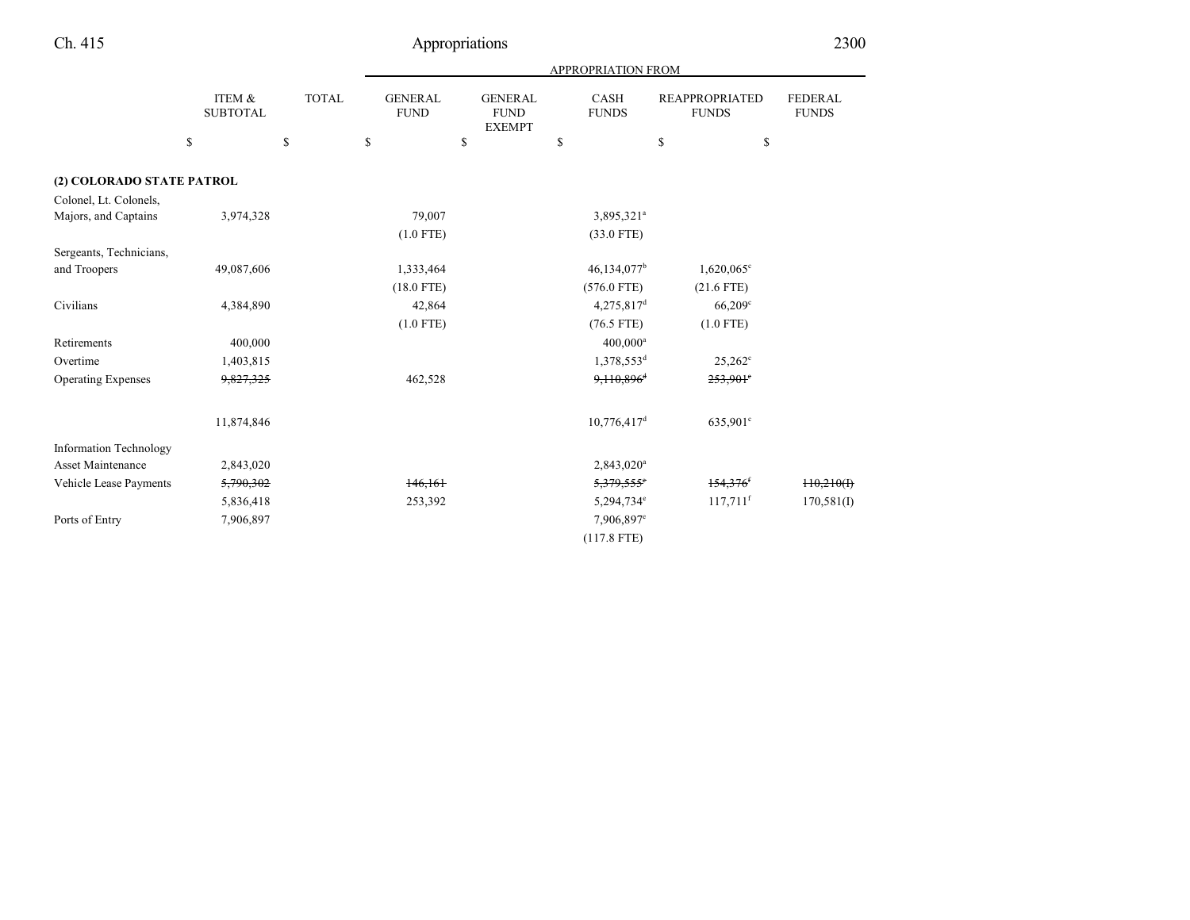| | ITEM & SUBTOTAL | TOTAL | APPROPRIATION FROM | | | | |
|---|---|---|---|---|---|---|---|
| | | | GENERAL FUND | GENERAL FUND EXEMPT | CASH FUNDS | REAPPROPRIATED FUNDS | FEDERAL FUNDS |
| | $ | $ | $ | $ | $ | $ | $ |
| **(2) COLORADO STATE PATROL** | | | | | | | |
| Colonel, Lt. Colonels, Majors, and Captains | 3,974,328 | | 79,007 | | 3,895,321[a] | | |
| | | | (1.0 FTE) | | (33.0 FTE) | | |
| Sergeants, Technicians, and Troopers | 49,087,606 | | 1,333,464 | | 46,134,077[b] | 1,620,065[c] | |
| | | | (18.0 FTE) | | (576.0 FTE) | (21.6 FTE) | |
| Civilians | 4,384,890 | | 42,864 | | 4,275,817[d] | 66,209[c] | |
| | | | (1.0 FTE) | | (76.5 FTE) | (1.0 FTE) | |
| Retirements | 400,000 | | | | 400,000[a] | | |
| Overtime | 1,403,815 | | | | 1,378,553[d] | 25,262[c] | |
| Operating Expenses | ~~9,827,325~~ | | 462,528 | | ~~9,110,896[d]~~ | ~~253,901[c]~~ | |
| | 11,874,846 | | | | 10,776,417[d] | 635,901[c] | |
| Information Technology Asset Maintenance | 2,843,020 | | | | 2,843,020[a] | | |
| Vehicle Lease Payments | ~~5,790,302~~ | | ~~146,161~~ | | ~~5,379,555[e]~~ | ~~154,376[f]~~ | ~~110,210(I)~~ |
| | 5,836,418 | | 253,392 | | 5,294,734[e] | 117,711[f] | 170,581(I) |
| Ports of Entry | 7,906,897 | | | | 7,906,897[e] | | |
| | | | | | (117.8 FTE) | | |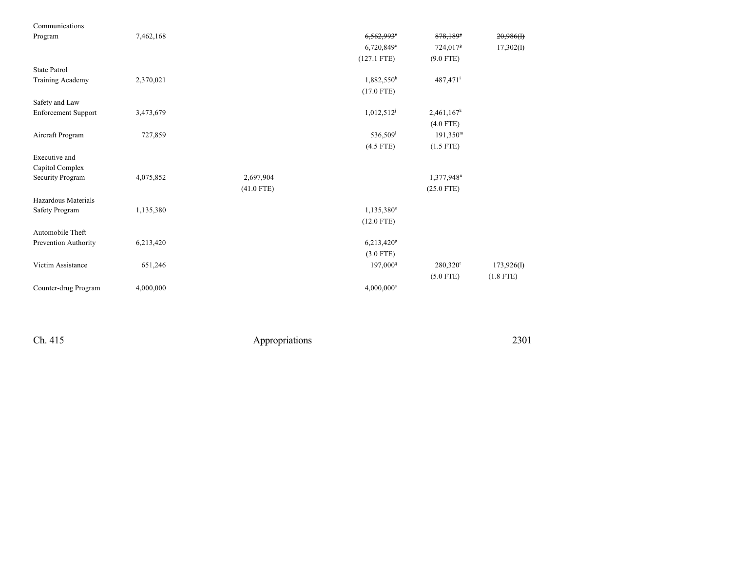| | | | | | | |
|---|---|---|---|---|---|---|
| Communications Program | 7,462,168 | | | ~~6,562,993[e]~~ 6,720,849[e] (127.1 FTE) | ~~878,189[g]~~ 724,017[g] (9.0 FTE) | ~~20,986(I)~~ 17,302(I) |
| State Patrol Training Academy | 2,370,021 | | | 1,882,550[h] (17.0 FTE) | 487,471[i] | |
| Safety and Law Enforcement Support | 3,473,679 | | | 1,012,512[j] | 2,461,167[k] (4.0 FTE) | |
| Aircraft Program | 727,859 | | | 536,509[l] (4.5 FTE) | 191,350[m] (1.5 FTE) | |
| Executive and Capitol Complex Security Program | 4,075,852 | | 2,697,904 (41.0 FTE) | | 1,377,948[n] (25.0 FTE) | |
| Hazardous Materials Safety Program | 1,135,380 | | | 1,135,380[o] (12.0 FTE) | | |
| Automobile Theft Prevention Authority | 6,213,420 | | | 6,213,420[p] (3.0 FTE) | | |
| Victim Assistance | 651,246 | | | 197,000[q] | 280,320[r] (5.0 FTE) | 173,926(I) (1.8 FTE) |
| Counter-drug Program | 4,000,000 | | | 4,000,000[s] | | |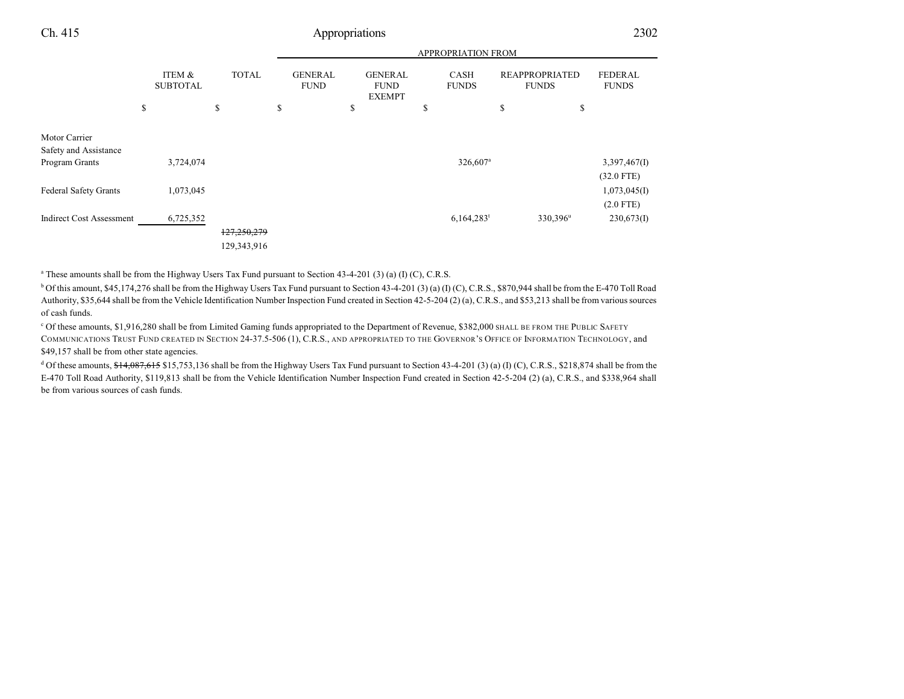| | ITEM & SUBTOTAL | TOTAL | GENERAL FUND | GENERAL FUND EXEMPT | CASH FUNDS | REAPPROPRIATED FUNDS | FEDERAL FUNDS |
|---|---|---|---|---|---|---|---|
| | | | APPROPRIATION FROM | | | | |
| | $ | $ | $ | $ | $ | $ | $ |
| Motor Carrier Safety and Assistance Program Grants | 3,724,074 | | | | 326,607[a] | | 3,397,467(I) (32.0 FTE) |
| Federal Safety Grants | 1,073,045 | | | | | | 1,073,045(I) (2.0 FTE) |
| Indirect Cost Assessment | 6,725,352 | | | | 6,164,283[t] | 330,396[u] | 230,673(I) |
| | | ~~127,250,279~~ 129,343,916 | | | | | |

[a] These amounts shall be from the Highway Users Tax Fund pursuant to Section 43-4-201 (3) (a) (I) (C), C.R.S.

[b] Of this amount, $45,174,276 shall be from the Highway Users Tax Fund pursuant to Section 43-4-201 (3) (a) (I) (C), C.R.S., $870,944 shall be from the E-470 Toll Road Authority, $35,644 shall be from the Vehicle Identification Number Inspection Fund created in Section 42-5-204 (2) (a), C.R.S., and $53,213 shall be from various sources of cash funds.

[c] Of these amounts, $1,916,280 shall be from Limited Gaming funds appropriated to the Department of Revenue, $382,000 SHALL BE FROM THE PUBLIC SAFETY COMMUNICATIONS TRUST FUND CREATED IN SECTION 24-37.5-506 (1), C.R.S., AND APPROPRIATED TO THE GOVERNOR'S OFFICE OF INFORMATION TECHNOLOGY, and $49,157 shall be from other state agencies.

[d] Of these amounts, ~~$14,087,615~~ $15,753,136 shall be from the Highway Users Tax Fund pursuant to Section 43-4-201 (3) (a) (I) (C), C.R.S., $218,874 shall be from the E-470 Toll Road Authority, $119,813 shall be from the Vehicle Identification Number Inspection Fund created in Section 42-5-204 (2) (a), C.R.S., and $338,964 shall be from various sources of cash funds.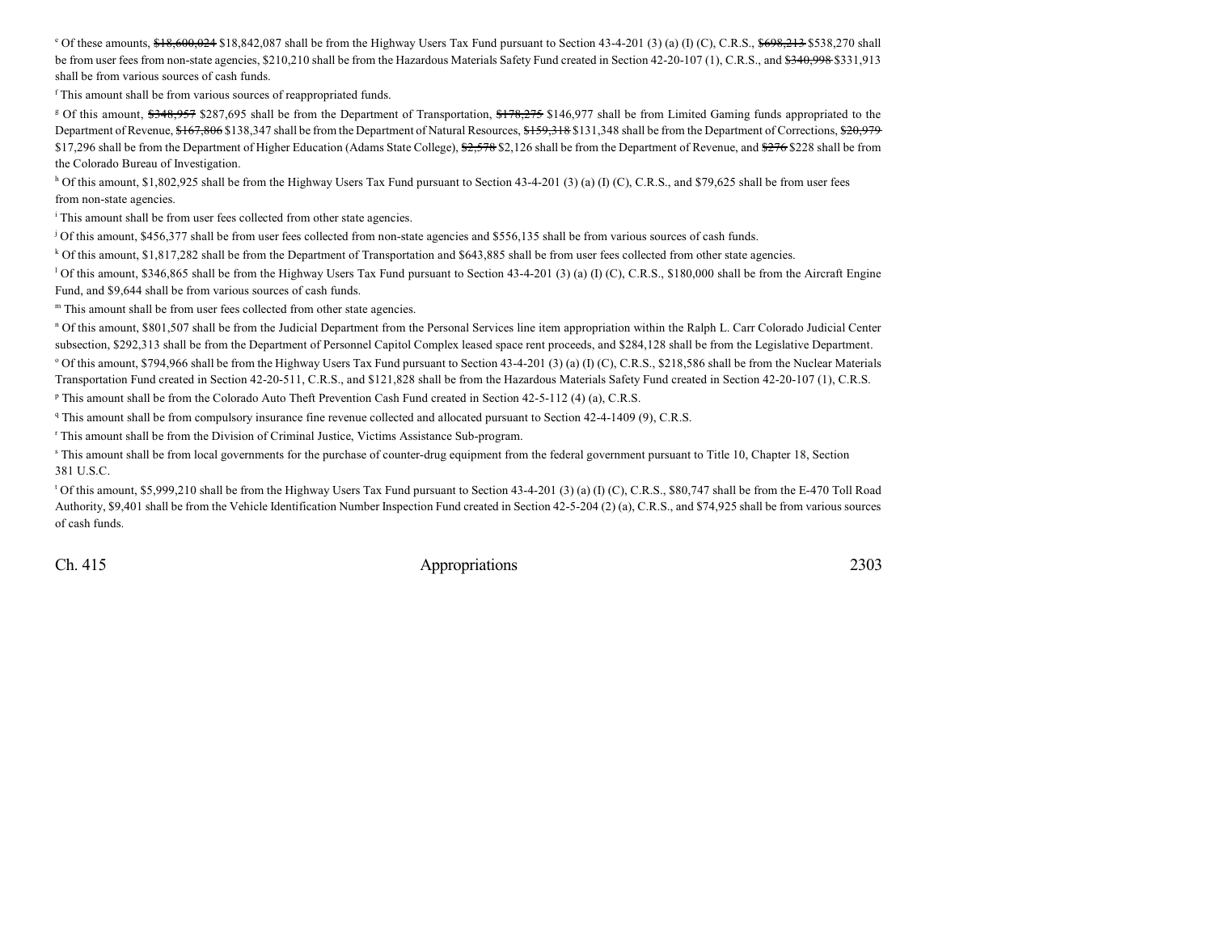[e] Of these amounts, ~~$18,600,024~~ $18,842,087 shall be from the Highway Users Tax Fund pursuant to Section 43-4-201 (3) (a) (I) (C), C.R.S., ~~$698,213~~ $538,270 shall be from user fees from non-state agencies, $210,210 shall be from the Hazardous Materials Safety Fund created in Section 42-20-107 (1), C.R.S., and ~~$340,998~~ $331,913 shall be from various sources of cash funds.

[f] This amount shall be from various sources of reappropriated funds.

[g] Of this amount, ~~$348,957~~ $287,695 shall be from the Department of Transportation, ~~$178,275~~ $146,977 shall be from Limited Gaming funds appropriated to the Department of Revenue, ~~$167,806~~ $138,347 shall be from the Department of Natural Resources, ~~$159,318~~ $131,348 shall be from the Department of Corrections, ~~$20,979~~ $17,296 shall be from the Department of Higher Education (Adams State College), ~~$2,578~~ $2,126 shall be from the Department of Revenue, and ~~$276~~ $228 shall be from the Colorado Bureau of Investigation.

[h] Of this amount, $1,802,925 shall be from the Highway Users Tax Fund pursuant to Section 43-4-201 (3) (a) (I) (C), C.R.S., and $79,625 shall be from user fees from non-state agencies.

[i] This amount shall be from user fees collected from other state agencies.

[j] Of this amount, $456,377 shall be from user fees collected from non-state agencies and $556,135 shall be from various sources of cash funds.

[k] Of this amount, $1,817,282 shall be from the Department of Transportation and $643,885 shall be from user fees collected from other state agencies.

[l] Of this amount, $346,865 shall be from the Highway Users Tax Fund pursuant to Section 43-4-201 (3) (a) (I) (C), C.R.S., $180,000 shall be from the Aircraft Engine Fund, and $9,644 shall be from various sources of cash funds.

[m] This amount shall be from user fees collected from other state agencies.

[n] Of this amount, $801,507 shall be from the Judicial Department from the Personal Services line item appropriation within the Ralph L. Carr Colorado Judicial Center subsection, $292,313 shall be from the Department of Personnel Capitol Complex leased space rent proceeds, and $284,128 shall be from the Legislative Department.

[o] Of this amount, $794,966 shall be from the Highway Users Tax Fund pursuant to Section 43-4-201 (3) (a) (I) (C), C.R.S., $218,586 shall be from the Nuclear Materials Transportation Fund created in Section 42-20-511, C.R.S., and $121,828 shall be from the Hazardous Materials Safety Fund created in Section 42-20-107 (1), C.R.S.

[p] This amount shall be from the Colorado Auto Theft Prevention Cash Fund created in Section 42-5-112 (4) (a), C.R.S.

[q] This amount shall be from compulsory insurance fine revenue collected and allocated pursuant to Section 42-4-1409 (9), C.R.S.

[r] This amount shall be from the Division of Criminal Justice, Victims Assistance Sub-program.

[s] This amount shall be from local governments for the purchase of counter-drug equipment from the federal government pursuant to Title 10, Chapter 18, Section 381 U.S.C.

[t] Of this amount, $5,999,210 shall be from the Highway Users Tax Fund pursuant to Section 43-4-201 (3) (a) (I) (C), C.R.S., $80,747 shall be from the E-470 Toll Road Authority, $9,401 shall be from the Vehicle Identification Number Inspection Fund created in Section 42-5-204 (2) (a), C.R.S., and $74,925 shall be from various sources of cash funds.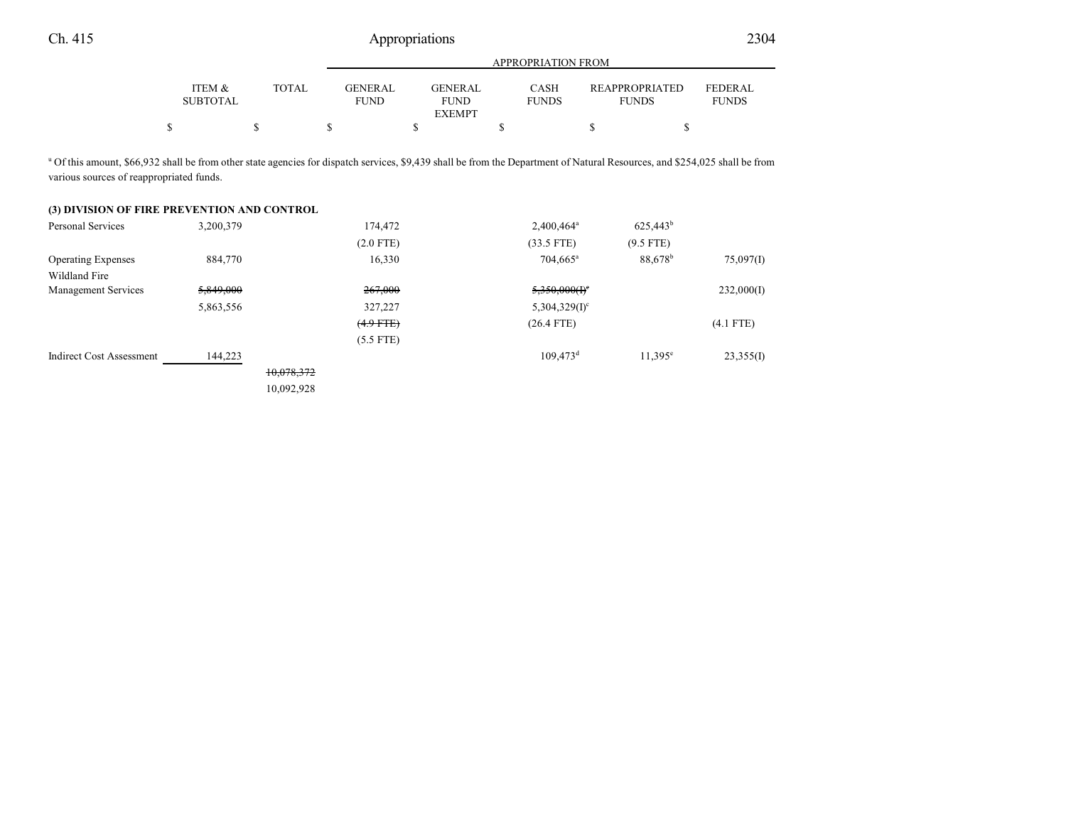| | ITEM & SUBTOTAL | TOTAL | GENERAL FUND | GENERAL FUND EXEMPT | CASH FUNDS | REAPPROPRIATED FUNDS | FEDERAL FUNDS |
|---|---|---|---|---|---|---|---|
| | | | APPROPRIATION FROM | | | | |
| | $ | $ | $ | $ | $ | $ | $ |

[u] Of this amount, $66,932 shall be from other state agencies for dispatch services, $9,439 shall be from the Department of Natural Resources, and $254,025 shall be from various sources of reappropriated funds.

**(3) DIVISION OF FIRE PREVENTION AND CONTROL**

| | ITEM & SUBTOTAL | TOTAL | GENERAL FUND | GENERAL FUND EXEMPT | CASH FUNDS | REAPPROPRIATED FUNDS | FEDERAL FUNDS |
|---|---|---|---|---|---|---|---|
| Personal Services | 3,200,379 | | 174,472 | | 2,400,464[a] | 625,443[b] | |
| | | | (2.0 FTE) | | (33.5 FTE) | (9.5 FTE) | |
| Operating Expenses | 884,770 | | 16,330 | | 704,665[a] | 88,678[b] | 75,097(I) |
| Wildland Fire Management Services | ~~5,849,000~~ | | ~~267,000~~ | | ~~5,350,000(I)[c]~~ | | 232,000(I) |
| | 5,863,556 | | 327,227 | | 5,304,329(I)[c] | | |
| | | | ~~(4.9 FTE)~~ | | (26.4 FTE) | | (4.1 FTE) |
| | | | (5.5 FTE) | | | | |
| Indirect Cost Assessment | 144,223 | | | | 109,473[d] | 11,395[e] | 23,355(I) |
| | | ~~10,078,372~~ | | | | | |
| | | 10,092,928 | | | | | |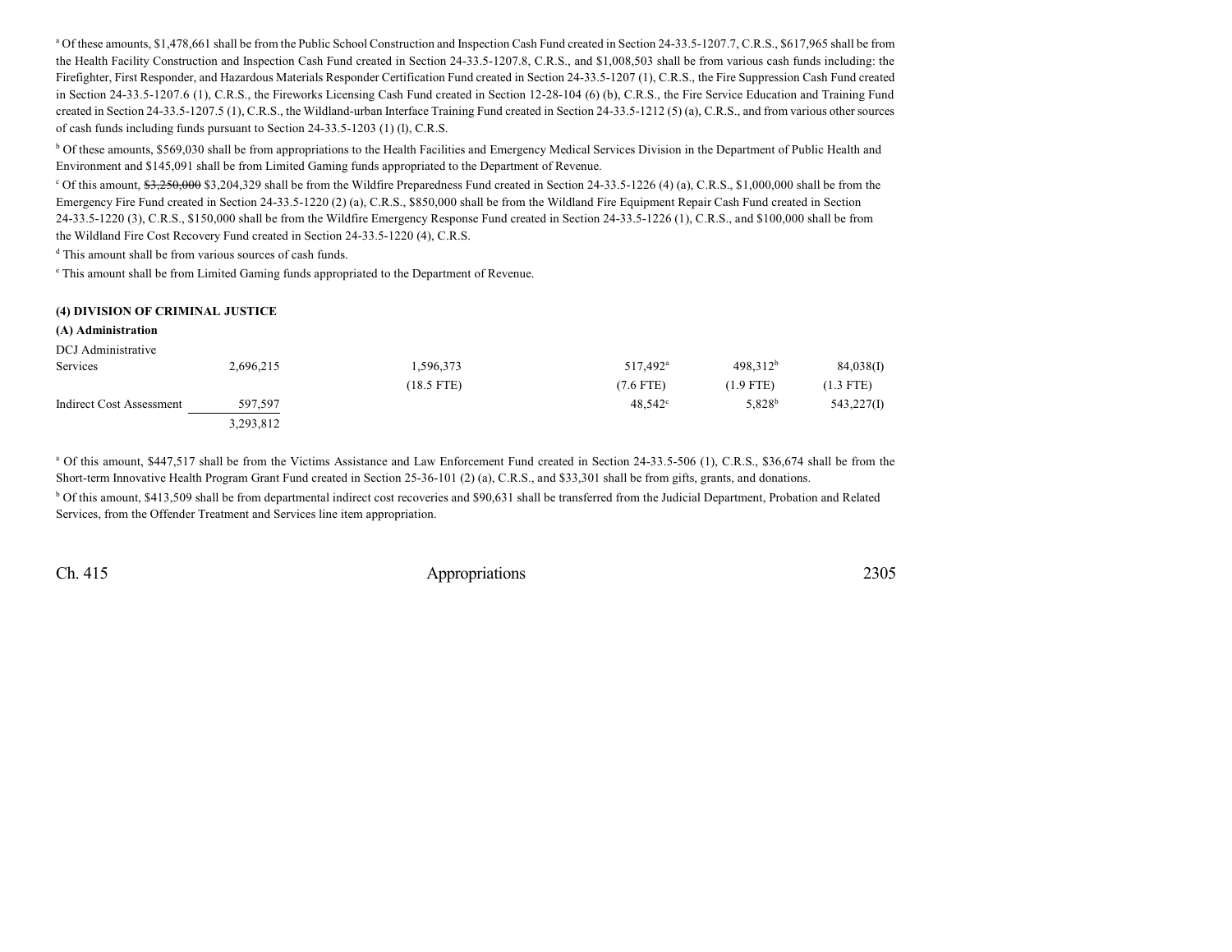[a] Of these amounts, $1,478,661 shall be from the Public School Construction and Inspection Cash Fund created in Section 24-33.5-1207.7, C.R.S., $617,965 shall be from the Health Facility Construction and Inspection Cash Fund created in Section 24-33.5-1207.8, C.R.S., and $1,008,503 shall be from various cash funds including: the Firefighter, First Responder, and Hazardous Materials Responder Certification Fund created in Section 24-33.5-1207 (1), C.R.S., the Fire Suppression Cash Fund created in Section 24-33.5-1207.6 (1), C.R.S., the Fireworks Licensing Cash Fund created in Section 12-28-104 (6) (b), C.R.S., the Fire Service Education and Training Fund created in Section 24-33.5-1207.5 (1), C.R.S., the Wildland-urban Interface Training Fund created in Section 24-33.5-1212 (5) (a), C.R.S., and from various other sources of cash funds including funds pursuant to Section 24-33.5-1203 (1) (l), C.R.S.

[b] Of these amounts, $569,030 shall be from appropriations to the Health Facilities and Emergency Medical Services Division in the Department of Public Health and Environment and $145,091 shall be from Limited Gaming funds appropriated to the Department of Revenue.

[c] Of this amount, ~~$3,250,000~~ $3,204,329 shall be from the Wildfire Preparedness Fund created in Section 24-33.5-1226 (4) (a), C.R.S., $1,000,000 shall be from the Emergency Fire Fund created in Section 24-33.5-1220 (2) (a), C.R.S., $850,000 shall be from the Wildland Fire Equipment Repair Cash Fund created in Section 24-33.5-1220 (3), C.R.S., $150,000 shall be from the Wildfire Emergency Response Fund created in Section 24-33.5-1226 (1), C.R.S., and $100,000 shall be from the Wildland Fire Cost Recovery Fund created in Section 24-33.5-1220 (4), C.R.S.

[d] This amount shall be from various sources of cash funds.

[e] This amount shall be from Limited Gaming funds appropriated to the Department of Revenue.

**(4) DIVISION OF CRIMINAL JUSTICE**

**(A) Administration**

| | | | | | |
|---|---|---|---|---|---|
| DCJ Administrative Services | 2,696,215 | 1,596,373 | 517,492[a] | 498,312[b] | 84,038(I) |
| | | (18.5 FTE) | (7.6 FTE) | (1.9 FTE) | (1.3 FTE) |
| Indirect Cost Assessment | 597,597 | | 48,542[c] | 5,828[b] | 543,227(I) |
| | 3,293,812 | | | | |

[a] Of this amount, $447,517 shall be from the Victims Assistance and Law Enforcement Fund created in Section 24-33.5-506 (1), C.R.S., $36,674 shall be from the Short-term Innovative Health Program Grant Fund created in Section 25-36-101 (2) (a), C.R.S., and $33,301 shall be from gifts, grants, and donations.

[b] Of this amount, $413,509 shall be from departmental indirect cost recoveries and $90,631 shall be transferred from the Judicial Department, Probation and Related Services, from the Offender Treatment and Services line item appropriation.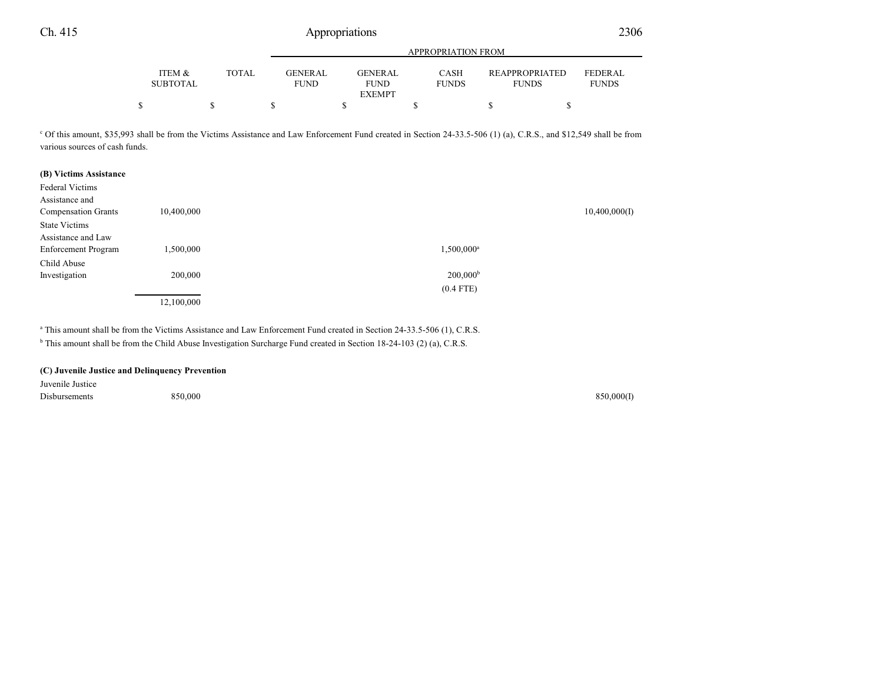| | ITEM & SUBTOTAL | TOTAL | GENERAL FUND | GENERAL FUND EXEMPT | CASH FUNDS | REAPPROPRIATED FUNDS | FEDERAL FUNDS |
|---|---|---|---|---|---|---|---|
| | $ | $ | $ | $ | $ | $ | $ |

[c] Of this amount, $35,993 shall be from the Victims Assistance and Law Enforcement Fund created in Section 24-33.5-506 (1) (a), C.R.S., and $12,549 shall be from various sources of cash funds.

| | ITEM & SUBTOTAL | TOTAL | GENERAL FUND | GENERAL FUND EXEMPT | CASH FUNDS | REAPPROPRIATED FUNDS | FEDERAL FUNDS |
|---|---|---|---|---|---|---|---|
| **(B) Victims Assistance** | | | | | | | |
| Federal Victims Assistance and Compensation Grants | 10,400,000 | | | | | | 10,400,000(I) |
| State Victims Assistance and Law Enforcement Program | 1,500,000 | | | | 1,500,000[a] | | |
| Child Abuse Investigation | 200,000 | | | | 200,000[b] (0.4 FTE) | | |
| | 12,100,000 | | | | | | |

[a] This amount shall be from the Victims Assistance and Law Enforcement Fund created in Section 24-33.5-506 (1), C.R.S.

[b] This amount shall be from the Child Abuse Investigation Surcharge Fund created in Section 18-24-103 (2) (a), C.R.S.

| | ITEM & SUBTOTAL | TOTAL | GENERAL FUND | GENERAL FUND EXEMPT | CASH FUNDS | REAPPROPRIATED FUNDS | FEDERAL FUNDS |
|---|---|---|---|---|---|---|---|
| **(C) Juvenile Justice and Delinquency Prevention** | | | | | | | |
| Juvenile Justice Disbursements | 850,000 | | | | | | 850,000(I) |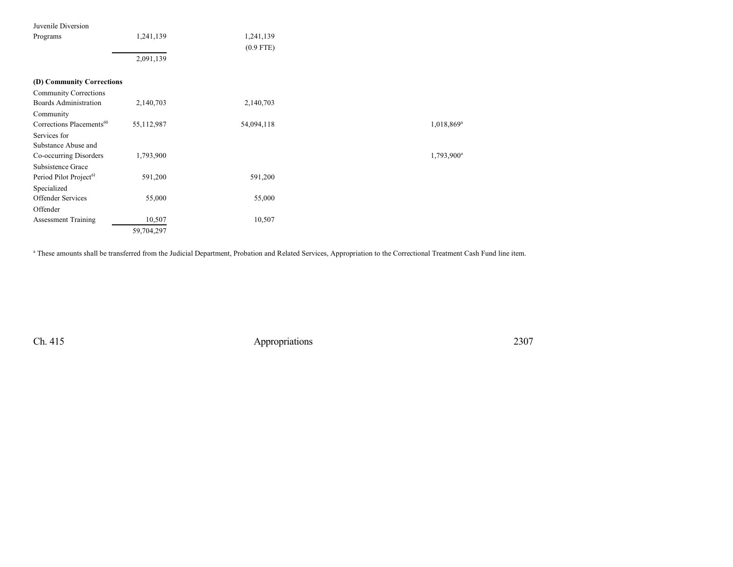| | | | | | |
|---|---|---|---|---|---|
| Juvenile Diversion Programs | 1,241,139 | 1,241,139 (0.9 FTE) | | | |
| | 2,091,139 | | | | |
| **(D) Community Corrections** | | | | | |
| Community Corrections Boards Administration | 2,140,703 | 2,140,703 | | | |
| Community Corrections Placements[60] | 55,112,987 | 54,094,118 | | 1,018,869[a] | |
| Services for Substance Abuse and Co-occurring Disorders | 1,793,900 | | | 1,793,900[a] | |
| Subsistence Grace Period Pilot Project[61] | 591,200 | 591,200 | | | |
| Specialized Offender Services | 55,000 | 55,000 | | | |
| Offender Assessment Training | 10,507 | 10,507 | | | |
| | 59,704,297 | | | | |

[a] These amounts shall be transferred from the Judicial Department, Probation and Related Services, Appropriation to the Correctional Treatment Cash Fund line item.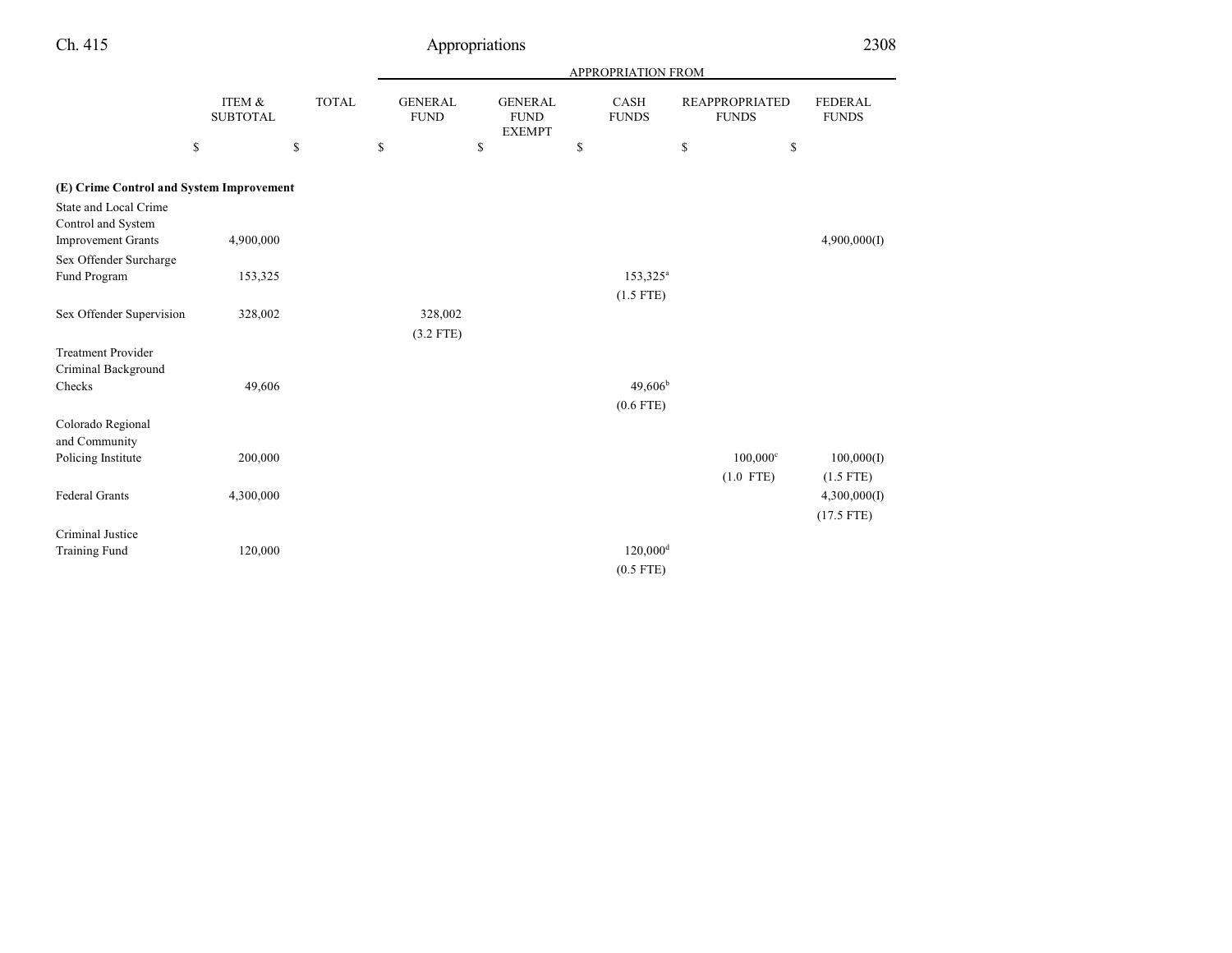| | ITEM & SUBTOTAL | TOTAL | APPROPRIATION FROM GENERAL FUND | GENERAL FUND EXEMPT | CASH FUNDS | REAPPROPRIATED FUNDS | FEDERAL FUNDS |
|---|---|---|---|---|---|---|---|
| | $ | $ | $ | $ | $ | $ | $ |
| **(E) Crime Control and System Improvement** | | | | | | | |
| State and Local Crime Control and System Improvement Grants | 4,900,000 | | | | | | 4,900,000(I) |
| Sex Offender Surcharge Fund Program | 153,325 | | | | 153,325[a] (1.5 FTE) | | |
| Sex Offender Supervision | 328,002 | | 328,002 (3.2 FTE) | | | | |
| Treatment Provider Criminal Background Checks | 49,606 | | | | 49,606[b] (0.6 FTE) | | |
| Colorado Regional and Community Policing Institute | 200,000 | | | | | 100,000[c] (1.0 FTE) | 100,000(I) (1.5 FTE) |
| Federal Grants | 4,300,000 | | | | | | 4,300,000(I) (17.5 FTE) |
| Criminal Justice Training Fund | 120,000 | | | | 120,000[d] (0.5 FTE) | | |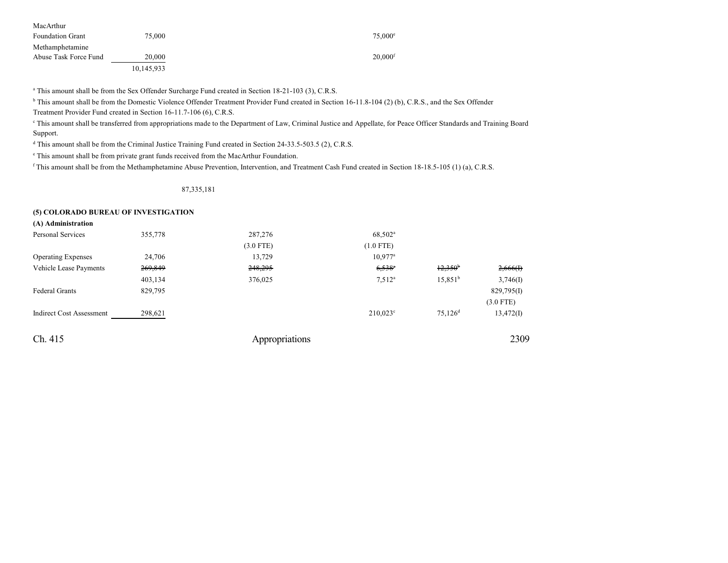| | | | | | |
|---|---|---|---|---|---|
| MacArthur Foundation Grant | 75,000 | | 75,000[e] | | |
| Methamphetamine Abuse Task Force Fund | 20,000 | | 20,000[f] | | |
| | 10,145,933 | | | | |

[a] This amount shall be from the Sex Offender Surcharge Fund created in Section 18-21-103 (3), C.R.S.

[b] This amount shall be from the Domestic Violence Offender Treatment Provider Fund created in Section 16-11.8-104 (2) (b), C.R.S., and the Sex Offender Treatment Provider Fund created in Section 16-11.7-106 (6), C.R.S.

[c] This amount shall be transferred from appropriations made to the Department of Law, Criminal Justice and Appellate, for Peace Officer Standards and Training Board Support.

[d] This amount shall be from the Criminal Justice Training Fund created in Section 24-33.5-503.5 (2), C.R.S.

[e] This amount shall be from private grant funds received from the MacArthur Foundation.

[f] This amount shall be from the Methamphetamine Abuse Prevention, Intervention, and Treatment Cash Fund created in Section 18-18.5-105 (1) (a), C.R.S.

87,335,181

**(5) COLORADO BUREAU OF INVESTIGATION**

**(A) Administration**

| | | | | | |
|---|---|---|---|---|---|
| Personal Services | 355,778 | 287,276 | 68,502[a] | | |
| | | (3.0 FTE) | (1.0 FTE) | | |
| Operating Expenses | 24,706 | 13,729 | 10,977[a] | | |
| Vehicle Lease Payments | ~~269,849~~ | ~~248,295~~ | ~~6,538~~[a] | ~~12,350~~[b] | ~~2,666(I)~~ |
| | 403,134 | 376,025 | 7,512[a] | 15,851[b] | 3,746(I) |
| Federal Grants | 829,795 | | | | 829,795(I) |
| | | | | | (3.0 FTE) |
| Indirect Cost Assessment | 298,621 | | 210,023[c] | 75,126[d] | 13,472(I) |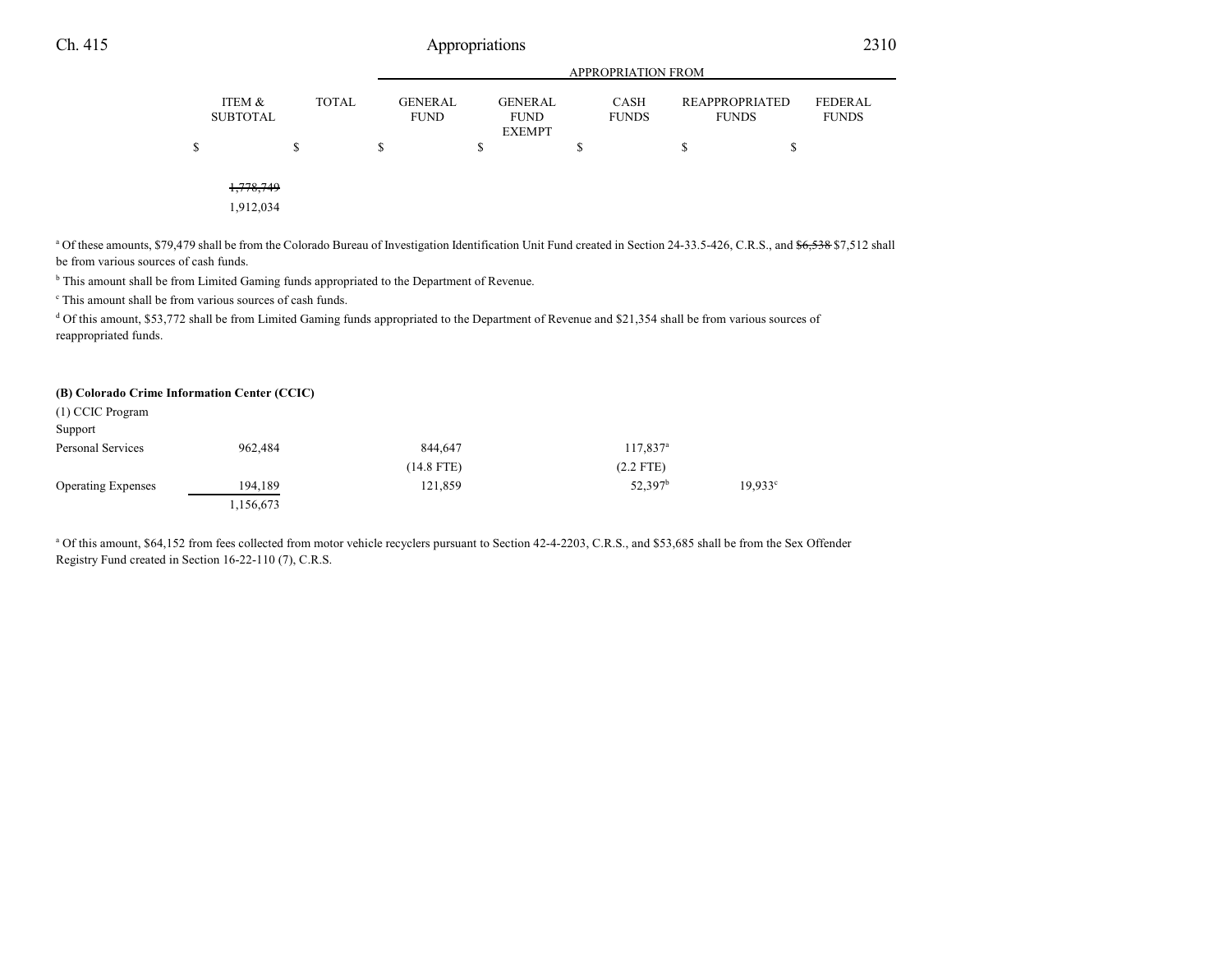| | ITEM & SUBTOTAL | TOTAL | GENERAL FUND | GENERAL FUND EXEMPT | CASH FUNDS | REAPPROPRIATED FUNDS | FEDERAL FUNDS |
|---|---|---|---|---|---|---|---|
| | | | | APPROPRIATION FROM | | | |
| | $ | $ | $ | $ | $ | $ | $ |
| | ~~1,778,749~~ | | | | | | |
| | 1,912,034 | | | | | | |

[a] Of these amounts, $79,479 shall be from the Colorado Bureau of Investigation Identification Unit Fund created in Section 24-33.5-426, C.R.S., and ~~$6,538~~ $7,512 shall be from various sources of cash funds.

[b] This amount shall be from Limited Gaming funds appropriated to the Department of Revenue.

[c] This amount shall be from various sources of cash funds.

[d] Of this amount, $53,772 shall be from Limited Gaming funds appropriated to the Department of Revenue and $21,354 shall be from various sources of reappropriated funds.

**(B) Colorado Crime Information Center (CCIC)**

| | ITEM & SUBTOTAL | TOTAL | GENERAL FUND | GENERAL FUND EXEMPT | CASH FUNDS | REAPPROPRIATED FUNDS | FEDERAL FUNDS |
|---|---|---|---|---|---|---|---|
| (1) CCIC Program Support | | | | | | | |
| Personal Services | 962,484 | | 844,647 | | 117,837[a] | | |
| | | | (14.8 FTE) | | (2.2 FTE) | | |
| Operating Expenses | 194,189 | | 121,859 | | 52,397[b] | 19,933[c] | |
| | 1,156,673 | | | | | | |

[a] Of this amount, $64,152 from fees collected from motor vehicle recyclers pursuant to Section 42-4-2203, C.R.S., and $53,685 shall be from the Sex Offender Registry Fund created in Section 16-22-110 (7), C.R.S.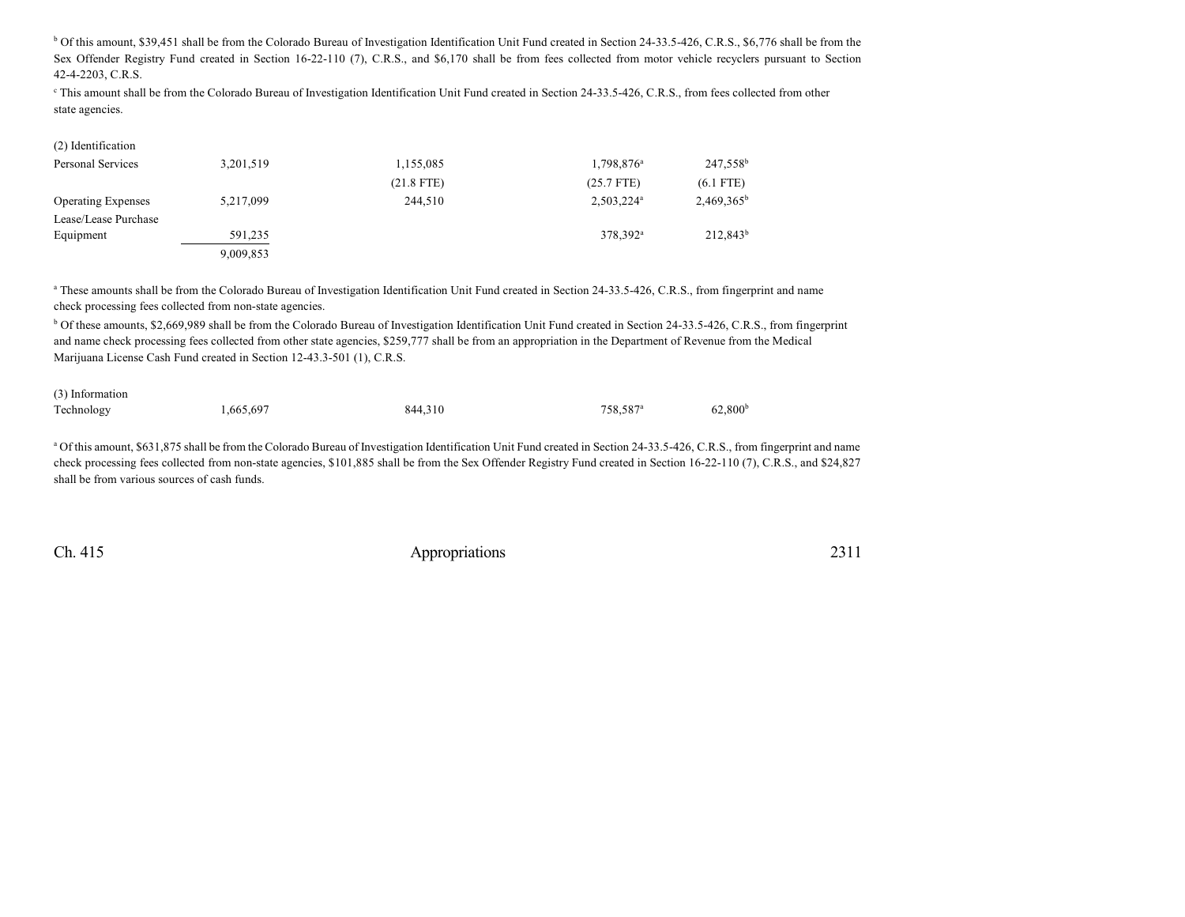[b] Of this amount, $39,451 shall be from the Colorado Bureau of Investigation Identification Unit Fund created in Section 24-33.5-426, C.R.S., $6,776 shall be from the Sex Offender Registry Fund created in Section 16-22-110 (7), C.R.S., and $6,170 shall be from fees collected from motor vehicle recyclers pursuant to Section 42-4-2203, C.R.S.

[c] This amount shall be from the Colorado Bureau of Investigation Identification Unit Fund created in Section 24-33.5-426, C.R.S., from fees collected from other state agencies.

| | | | | |
|---|---|---|---|---|
| (2) Identification | | | | |
| Personal Services | 3,201,519 | 1,155,085 | 1,798,876[a] | 247,558[b] |
| | | (21.8 FTE) | (25.7 FTE) | (6.1 FTE) |
| Operating Expenses | 5,217,099 | 244,510 | 2,503,224[a] | 2,469,365[b] |
| Lease/Lease Purchase Equipment | 591,235 | | 378,392[a] | 212,843[b] |
| | 9,009,853 | | | |

[a] These amounts shall be from the Colorado Bureau of Investigation Identification Unit Fund created in Section 24-33.5-426, C.R.S., from fingerprint and name check processing fees collected from non-state agencies.

[b] Of these amounts, $2,669,989 shall be from the Colorado Bureau of Investigation Identification Unit Fund created in Section 24-33.5-426, C.R.S., from fingerprint and name check processing fees collected from other state agencies, $259,777 shall be from an appropriation in the Department of Revenue from the Medical Marijuana License Cash Fund created in Section 12-43.3-501 (1), C.R.S.

| | | | | |
|---|---|---|---|---|
| (3) Information Technology | 1,665,697 | 844,310 | 758,587[a] | 62,800[b] |

[a] Of this amount, $631,875 shall be from the Colorado Bureau of Investigation Identification Unit Fund created in Section 24-33.5-426, C.R.S., from fingerprint and name check processing fees collected from non-state agencies, $101,885 shall be from the Sex Offender Registry Fund created in Section 16-22-110 (7), C.R.S., and $24,827 shall be from various sources of cash funds.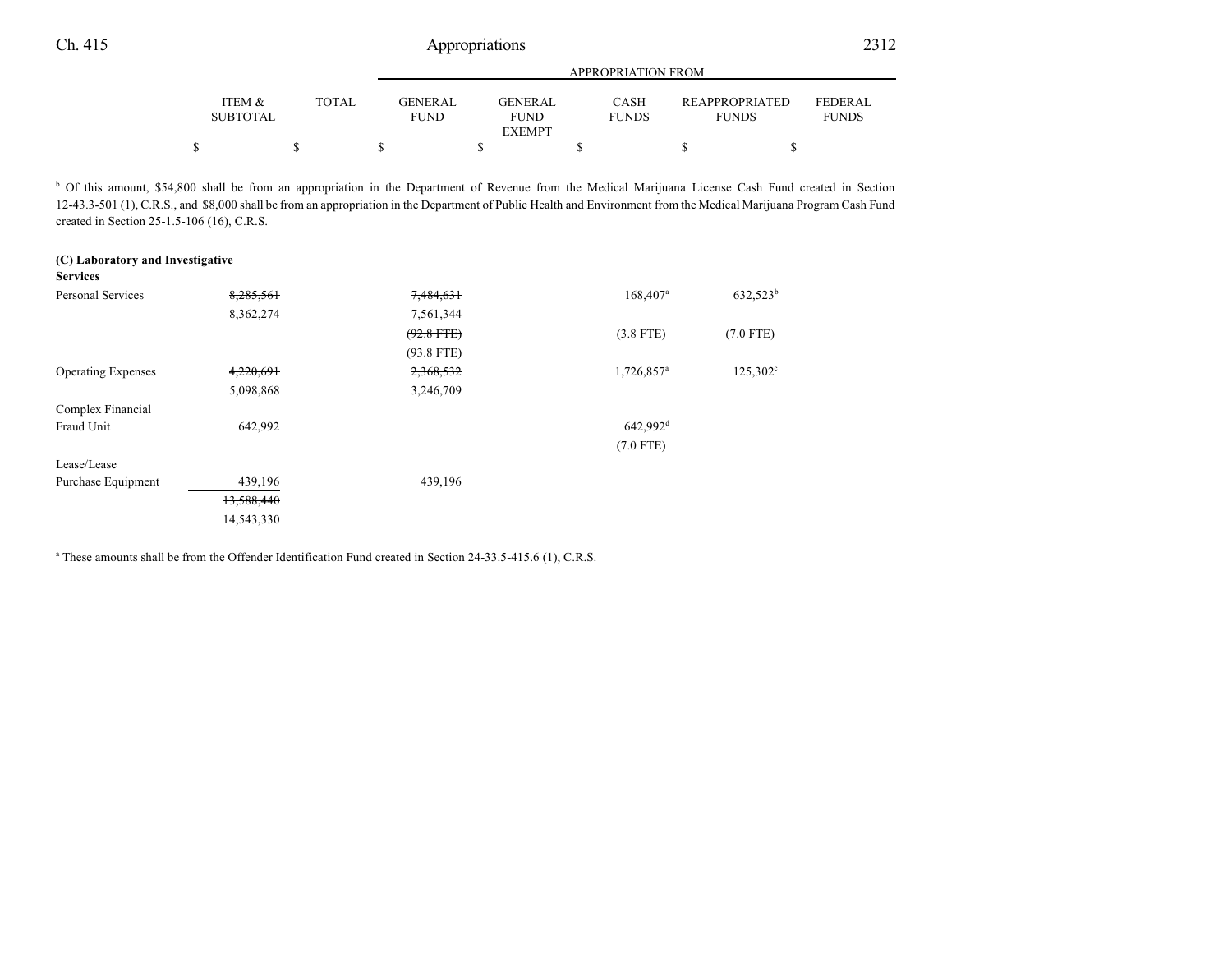| | ITEM & SUBTOTAL | TOTAL | GENERAL FUND | GENERAL FUND EXEMPT | CASH FUNDS | REAPPROPRIATED FUNDS | FEDERAL FUNDS |
|---|---|---|---|---|---|---|---|
| | | | APPROPRIATION FROM | | | | |
| | $ | $ | $ | $ | $ | $ | $ |

[b] Of this amount, $54,800 shall be from an appropriation in the Department of Revenue from the Medical Marijuana License Cash Fund created in Section 12-43.3-501 (1), C.R.S., and $8,000 shall be from an appropriation in the Department of Public Health and Environment from the Medical Marijuana Program Cash Fund created in Section 25-1.5-106 (16), C.R.S.

| | ITEM & SUBTOTAL | TOTAL | GENERAL FUND | GENERAL FUND EXEMPT | CASH FUNDS | REAPPROPRIATED FUNDS | FEDERAL FUNDS |
|---|---|---|---|---|---|---|---|
| **(C) Laboratory and Investigative Services** | | | | | | | |
| Personal Services | ~~8,285,561~~ | | ~~7,484,631~~ | | 168,407[a] | 632,523[b] | |
| | 8,362,274 | | 7,561,344 | | | | |
| | | | ~~(92.8 FTE)~~ | | (3.8 FTE) | (7.0 FTE) | |
| | | | (93.8 FTE) | | | | |
| Operating Expenses | ~~4,220,691~~ | | ~~2,368,532~~ | | 1,726,857[a] | 125,302[c] | |
| | 5,098,868 | | 3,246,709 | | | | |
| Complex Financial Fraud Unit | 642,992 | | | | 642,992[d] | | |
| | | | | | (7.0 FTE) | | |
| Lease/Lease Purchase Equipment | 439,196 | | 439,196 | | | | |
| | ~~13,588,440~~ | | | | | | |
| | 14,543,330 | | | | | | |

[a] These amounts shall be from the Offender Identification Fund created in Section 24-33.5-415.6 (1), C.R.S.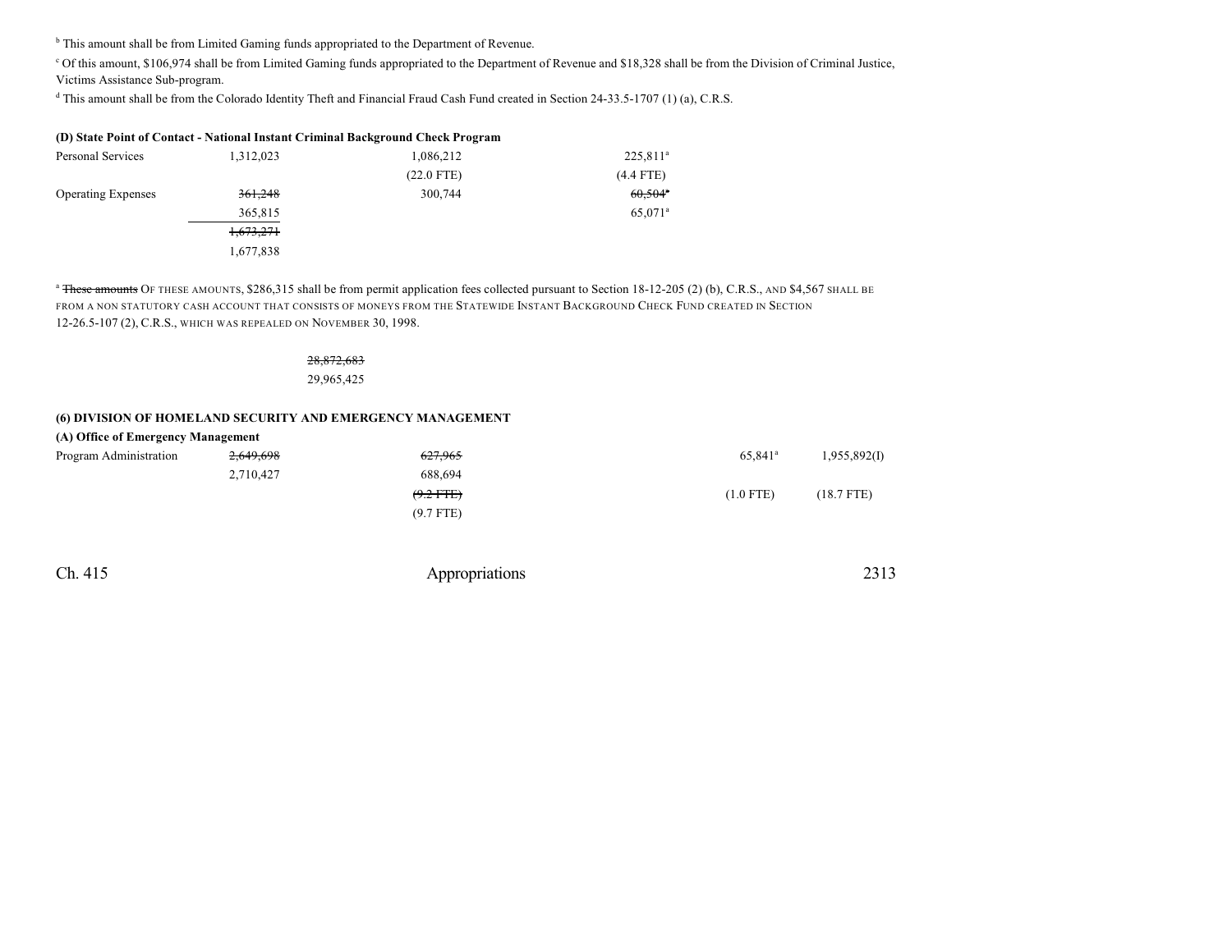[b] This amount shall be from Limited Gaming funds appropriated to the Department of Revenue.

[c] Of this amount, $106,974 shall be from Limited Gaming funds appropriated to the Department of Revenue and $18,328 shall be from the Division of Criminal Justice, Victims Assistance Sub-program.

[d] This amount shall be from the Colorado Identity Theft and Financial Fraud Cash Fund created in Section 24-33.5-1707 (1) (a), C.R.S.

**(D) State Point of Contact - National Instant Criminal Background Check Program**

| | | | | | |
|---|---|---|---|---|---|
| Personal Services | 1,312,023 | | 1,086,212 | 225,811[a] | |
| | | | (22.0 FTE) | (4.4 FTE) | |
| Operating Expenses | ~~361,248~~ | | 300,744 | ~~60,504~~[a] | |
| | 365,815 | | | 65,071[a] | |
| | ~~1,673,271~~ | | | | |
| | 1,677,838 | | | | |

[a] ~~These amounts~~ OF THESE AMOUNTS, $286,315 shall be from permit application fees collected pursuant to Section 18-12-205 (2) (b), C.R.S., AND $4,567 SHALL BE FROM A NON STATUTORY CASH ACCOUNT THAT CONSISTS OF MONEYS FROM THE STATEWIDE INSTANT BACKGROUND CHECK FUND CREATED IN SECTION 12-26.5-107 (2), C.R.S., WHICH WAS REPEALED ON NOVEMBER 30, 1998.

| | | | | | |
|---|---|---|---|---|---|
| | | ~~28,872,683~~ | | | |
| | | 29,965,425 | | | |

**(6) DIVISION OF HOMELAND SECURITY AND EMERGENCY MANAGEMENT**

**(A) Office of Emergency Management**

| | | | | | | |
|---|---|---|---|---|---|---|
| Program Administration | ~~2,649,698~~ | | ~~627,965~~ | | 65,841[a] | 1,955,892(I) |
| | 2,710,427 | | 688,694 | | | |
| | | | ~~(9.2 FTE)~~ | | (1.0 FTE) | (18.7 FTE) |
| | | | (9.7 FTE) | | | |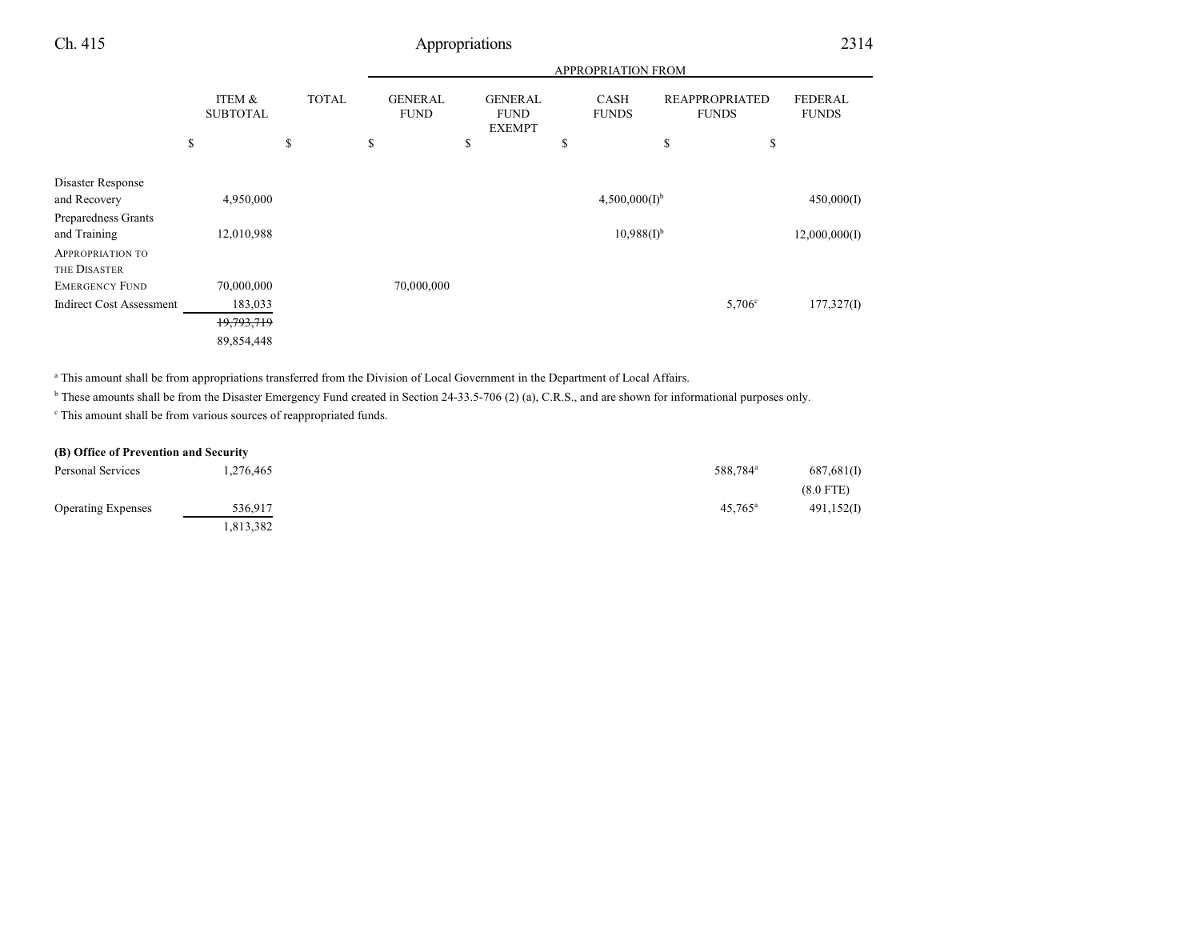| | ITEM & SUBTOTAL | TOTAL | APPROPRIATION FROM | | | | |
|---|---|---|---|---|---|---|---|
| | | | GENERAL FUND | GENERAL FUND EXEMPT | CASH FUNDS | REAPPROPRIATED FUNDS | FEDERAL FUNDS |
| | $ | $ | $ | $ | $ | $ | $ |
| Disaster Response and Recovery | 4,950,000 | | | | 4,500,000(I)[b] | | 450,000(I) |
| Preparedness Grants and Training | 12,010,988 | | | | 10,988(I)[b] | | 12,000,000(I) |
| APPROPRIATION TO THE DISASTER EMERGENCY FUND | 70,000,000 | | 70,000,000 | | | | |
| Indirect Cost Assessment | 183,033 | | | | | 5,706[c] | 177,327(I) |
| | ~~19,793,719~~ 89,854,448 | | | | | | |

[a] This amount shall be from appropriations transferred from the Division of Local Government in the Department of Local Affairs.

[b] These amounts shall be from the Disaster Emergency Fund created in Section 24-33.5-706 (2) (a), C.R.S., and are shown for informational purposes only.

[c] This amount shall be from various sources of reappropriated funds.

**(B) Office of Prevention and Security**

| | ITEM & SUBTOTAL | TOTAL | GENERAL FUND | GENERAL FUND EXEMPT | CASH FUNDS | REAPPROPRIATED FUNDS | FEDERAL FUNDS |
|---|---|---|---|---|---|---|---|
| Personal Services | 1,276,465 | | | | | 588,784[a] | 687,681(I) (8.0 FTE) |
| Operating Expenses | 536,917 | | | | | 45,765[a] | 491,152(I) |
| | 1,813,382 | | | | | | |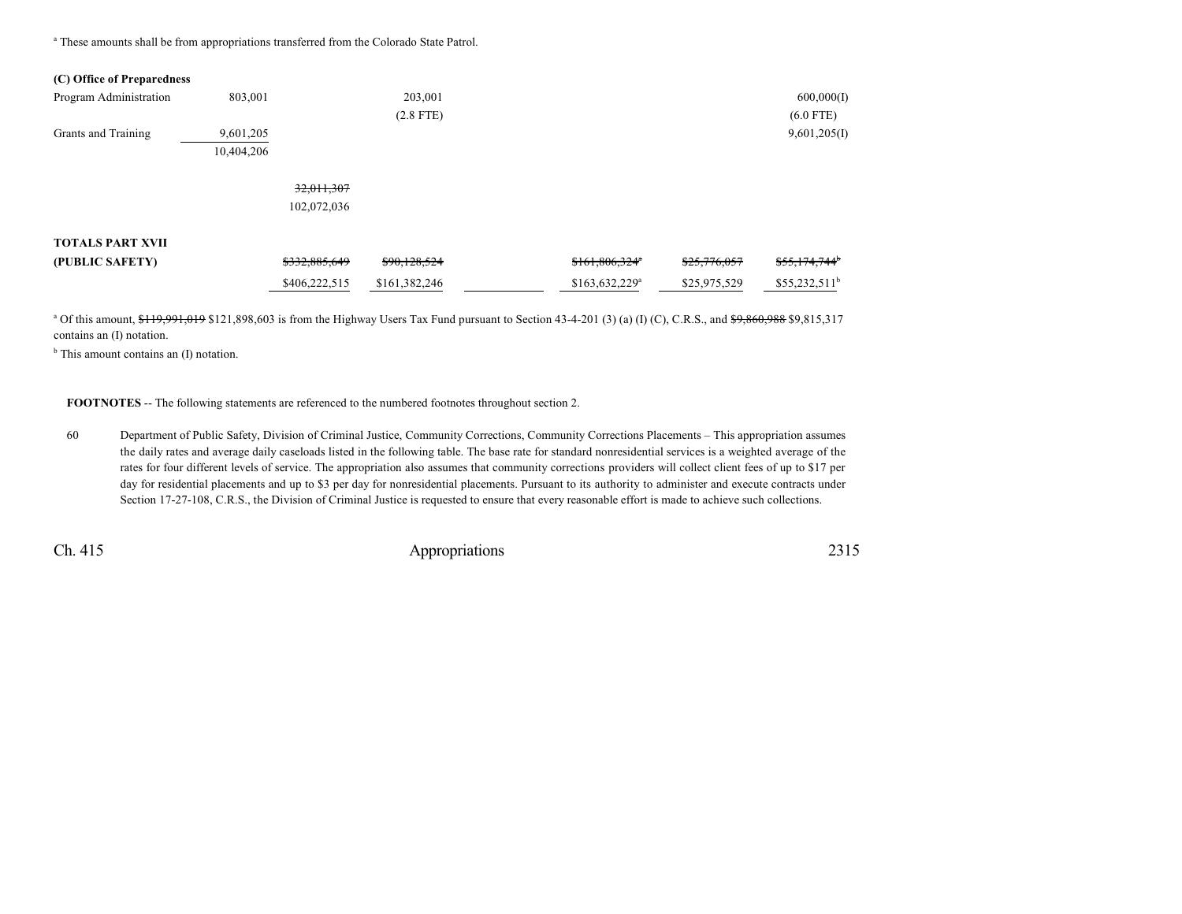[a] These amounts shall be from appropriations transferred from the Colorado State Patrol.

| | | | | | | | |
|---|---|---|---|---|---|---|---|
| **(C) Office of Preparedness** | | | | | | | |
| Program Administration | 803,001 | | 203,001 | | | | 600,000(I) |
| | | | (2.8 FTE) | | | | (6.0 FTE) |
| Grants and Training | 9,601,205 | | | | | | 9,601,205(I) |
| | 10,404,206 | | | | | | |
| | | ~~32,011,307~~ | | | | | |
| | | 102,072,036 | | | | | |
| **TOTALS PART XVII** | | | | | | | |
| **(PUBLIC SAFETY)** | | ~~$332,885,649~~ | ~~$90,128,524~~ | | ~~$161,806,324~~[a] | ~~$25,776,057~~ | ~~$55,174,744~~[b] |
| | | $406,222,515 | $161,382,246 | | $163,632,229[a] | $25,975,529 | $55,232,511[b] |

[a] Of this amount, ~~$119,991,019~~ $121,898,603 is from the Highway Users Tax Fund pursuant to Section 43-4-201 (3) (a) (I) (C), C.R.S., and ~~$9,860,988~~ $9,815,317 contains an (I) notation.

[b] This amount contains an (I) notation.

**FOOTNOTES** -- The following statements are referenced to the numbered footnotes throughout section 2.

60 Department of Public Safety, Division of Criminal Justice, Community Corrections, Community Corrections Placements – This appropriation assumes the daily rates and average daily caseloads listed in the following table. The base rate for standard nonresidential services is a weighted average of the rates for four different levels of service. The appropriation also assumes that community corrections providers will collect client fees of up to $17 per day for residential placements and up to $3 per day for nonresidential placements. Pursuant to its authority to administer and execute contracts under Section 17-27-108, C.R.S., the Division of Criminal Justice is requested to ensure that every reasonable effort is made to achieve such collections.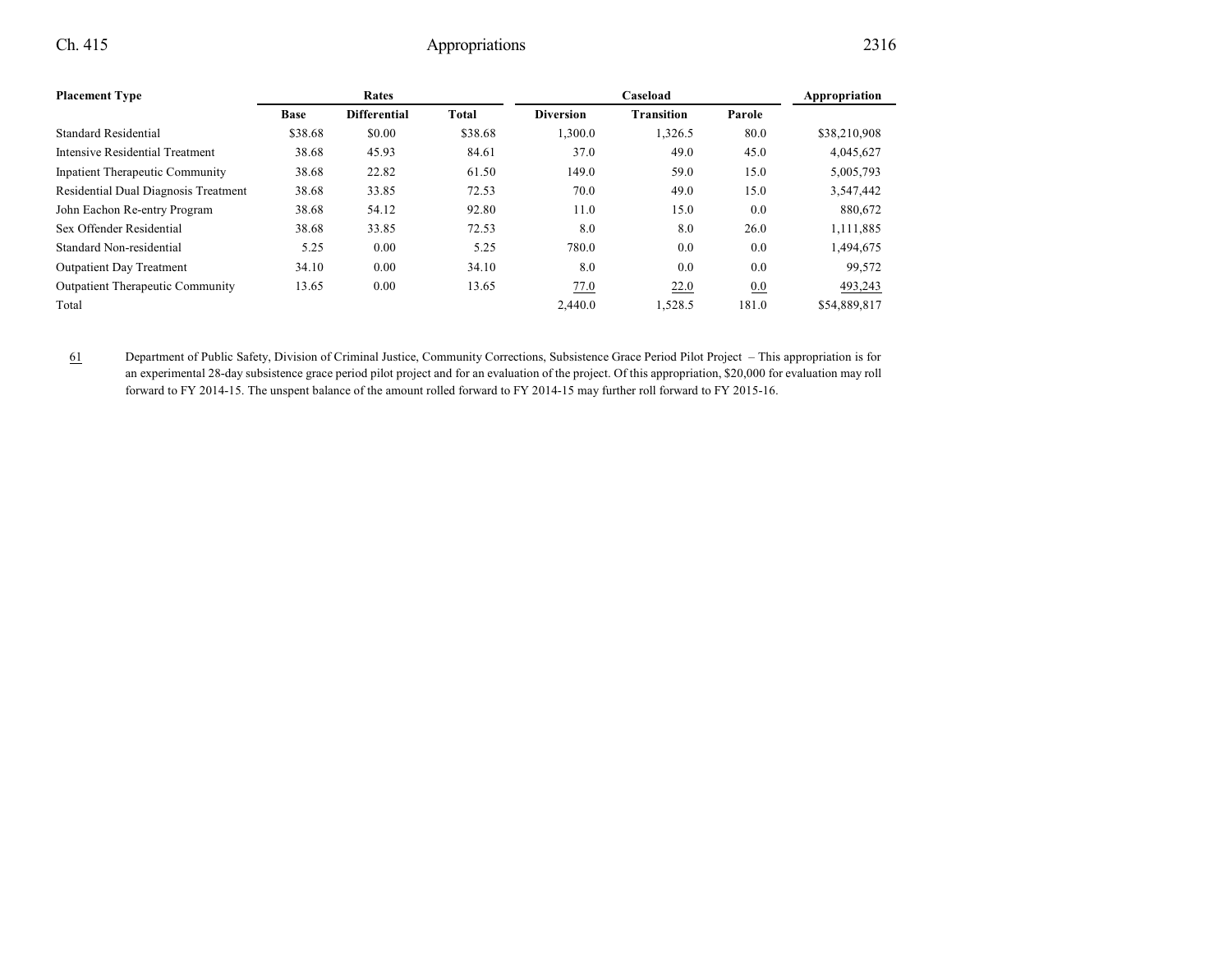| Placement Type | Rates | | | Caseload | | | Appropriation |
|---|---|---|---|---|---|---|---|
| | Base | Differential | Total | Diversion | Transition | Parole | |
| Standard Residential | $38.68 | $0.00 | $38.68 | 1,300.0 | 1,326.5 | 80.0 | $38,210,908 |
| Intensive Residential Treatment | 38.68 | 45.93 | 84.61 | 37.0 | 49.0 | 45.0 | 4,045,627 |
| Inpatient Therapeutic Community | 38.68 | 22.82 | 61.50 | 149.0 | 59.0 | 15.0 | 5,005,793 |
| Residential Dual Diagnosis Treatment | 38.68 | 33.85 | 72.53 | 70.0 | 49.0 | 15.0 | 3,547,442 |
| John Eachon Re-entry Program | 38.68 | 54.12 | 92.80 | 11.0 | 15.0 | 0.0 | 880,672 |
| Sex Offender Residential | 38.68 | 33.85 | 72.53 | 8.0 | 8.0 | 26.0 | 1,111,885 |
| Standard Non-residential | 5.25 | 0.00 | 5.25 | 780.0 | 0.0 | 0.0 | 1,494,675 |
| Outpatient Day Treatment | 34.10 | 0.00 | 34.10 | 8.0 | 0.0 | 0.0 | 99,572 |
| Outpatient Therapeutic Community | 13.65 | 0.00 | 13.65 | 77.0 | 22.0 | 0.0 | 493,243 |
| Total | | | | 2,440.0 | 1,528.5 | 181.0 | $54,889,817 |

61 Department of Public Safety, Division of Criminal Justice, Community Corrections, Subsistence Grace Period Pilot Project – This appropriation is for an experimental 28-day subsistence grace period pilot project and for an evaluation of the project. Of this appropriation, $20,000 for evaluation may roll forward to FY 2014-15. The unspent balance of the amount rolled forward to FY 2014-15 may further roll forward to FY 2015-16.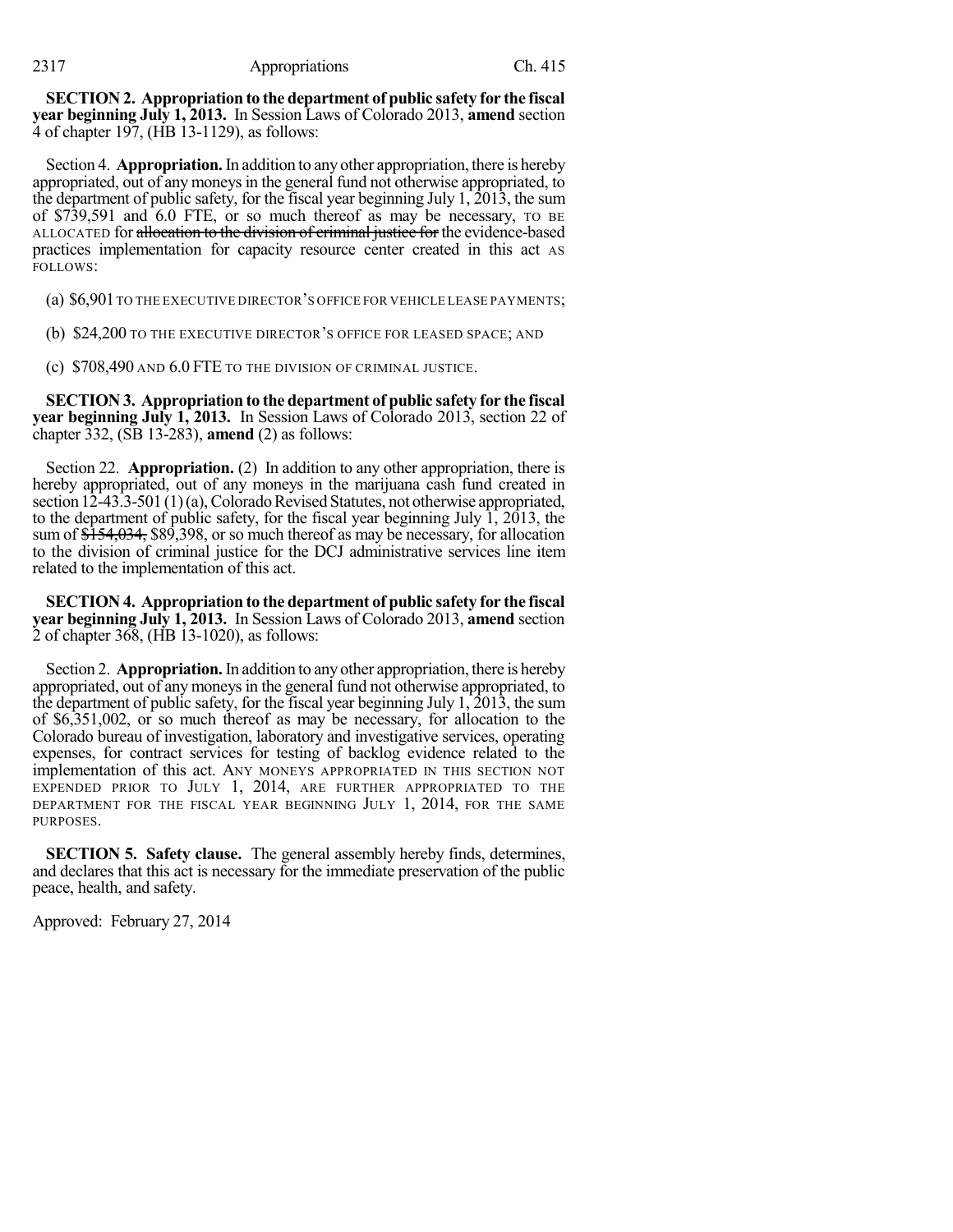**SECTION 2. Appropriation to the department of public safety for the fiscal year beginning July 1, 2013.** In Session Laws of Colorado 2013, **amend** section 4 of chapter 197, (HB 13-1129), as follows:

Section 4. **Appropriation.** In addition to any other appropriation, there is hereby appropriated, out of any moneys in the general fund not otherwise appropriated, to the department of public safety, for the fiscal year beginning July 1, 2013, the sum of $739,591 and 6.0 FTE, or so much thereof as may be necessary, TO BE ALLOCATED for ~~allocation to the division of criminal justice for~~ the evidence-based practices implementation for capacity resource center created in this act AS FOLLOWS:

(a) $6,901 TO THE EXECUTIVE DIRECTOR'S OFFICE FOR VEHICLE LEASE PAYMENTS;

(b) $24,200 TO THE EXECUTIVE DIRECTOR'S OFFICE FOR LEASED SPACE; AND

(c) $708,490 AND 6.0 FTE TO THE DIVISION OF CRIMINAL JUSTICE.

**SECTION 3. Appropriation to the department of public safety for the fiscal year beginning July 1, 2013.** In Session Laws of Colorado 2013, section 22 of chapter 332, (SB 13-283), **amend** (2) as follows:

Section 22. **Appropriation.** (2) In addition to any other appropriation, there is hereby appropriated, out of any moneys in the marijuana cash fund created in section 12-43.3-501 (1) (a), Colorado Revised Statutes, not otherwise appropriated, to the department of public safety, for the fiscal year beginning July 1, 2013, the sum of ~~$154,034,~~ $89,398, or so much thereof as may be necessary, for allocation to the division of criminal justice for the DCJ administrative services line item related to the implementation of this act.

**SECTION 4. Appropriation to the department of public safety for the fiscal year beginning July 1, 2013.** In Session Laws of Colorado 2013, **amend** section 2 of chapter 368, (HB 13-1020), as follows:

Section 2. **Appropriation.** In addition to any other appropriation, there is hereby appropriated, out of any moneys in the general fund not otherwise appropriated, to the department of public safety, for the fiscal year beginning July 1, 2013, the sum of $6,351,002, or so much thereof as may be necessary, for allocation to the Colorado bureau of investigation, laboratory and investigative services, operating expenses, for contract services for testing of backlog evidence related to the implementation of this act. ANY MONEYS APPROPRIATED IN THIS SECTION NOT EXPENDED PRIOR TO JULY 1, 2014, ARE FURTHER APPROPRIATED TO THE DEPARTMENT FOR THE FISCAL YEAR BEGINNING JULY 1, 2014, FOR THE SAME PURPOSES.

**SECTION 5. Safety clause.** The general assembly hereby finds, determines, and declares that this act is necessary for the immediate preservation of the public peace, health, and safety.

Approved: February 27, 2014